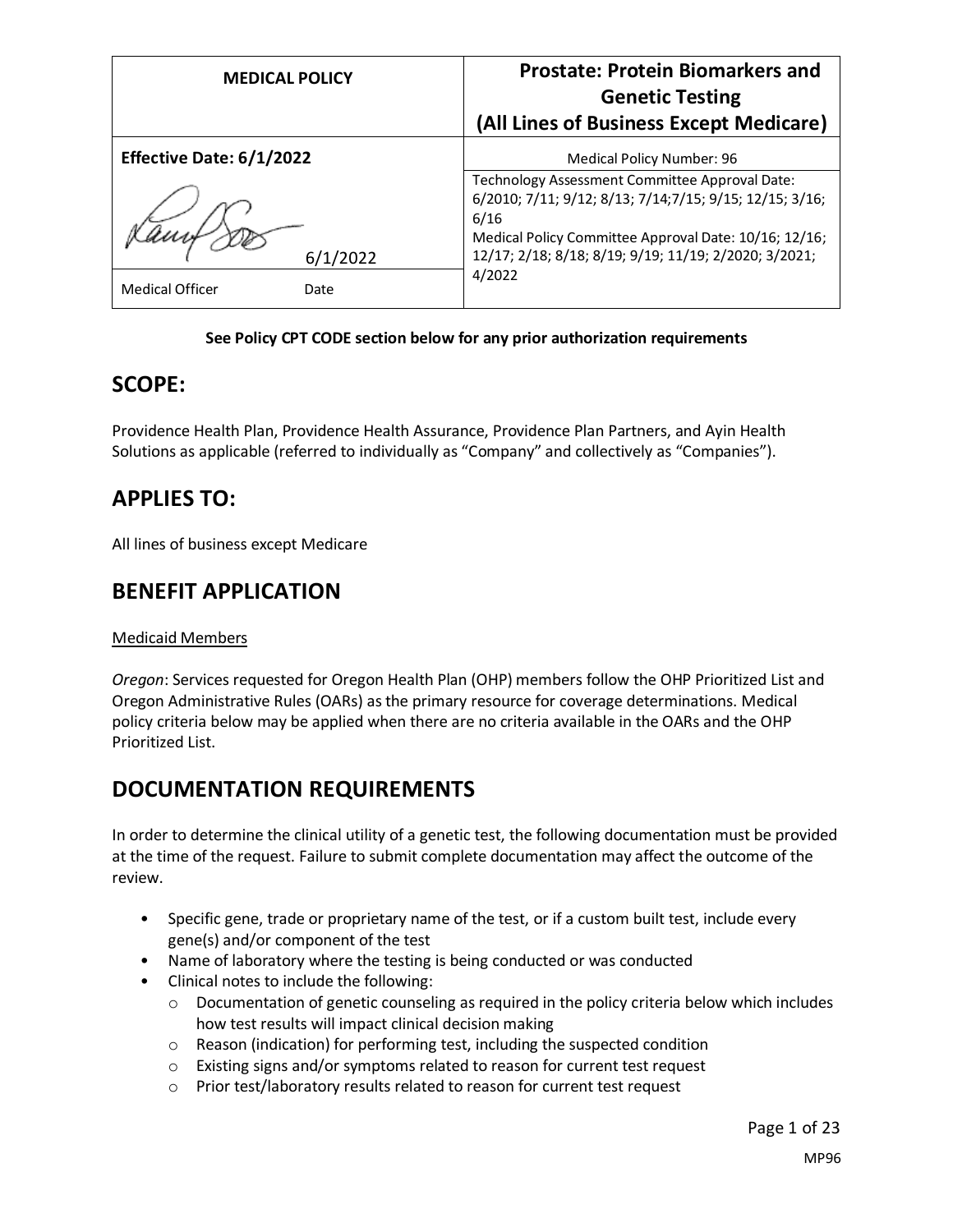| MEDICAL POLICY | Prostate: Protein Biomarkers and Genetic Testing (All Lines of Business Except Medicare) |
|---|---|
| **Effective Date: 6/1/2022** | Medical Policy Number: 96 |
| 6/1/2022<br>Medical Officer Date | Technology Assessment Committee Approval Date: 6/2010; 7/11; 9/12; 8/13; 7/14;7/15; 9/15; 12/15; 3/16; 6/16<br>Medical Policy Committee Approval Date: 10/16; 12/16; 12/17; 2/18; 8/18; 8/19; 9/19; 11/19; 2/2020; 3/2021; 4/2022 |

**See Policy CPT CODE section below for any prior authorization requirements**

## SCOPE:

Providence Health Plan, Providence Health Assurance, Providence Plan Partners, and Ayin Health Solutions as applicable (referred to individually as "Company" and collectively as "Companies").

## APPLIES TO:

All lines of business except Medicare

## BENEFIT APPLICATION

Medicaid Members

*Oregon*: Services requested for Oregon Health Plan (OHP) members follow the OHP Prioritized List and Oregon Administrative Rules (OARs) as the primary resource for coverage determinations. Medical policy criteria below may be applied when there are no criteria available in the OARs and the OHP Prioritized List.

## DOCUMENTATION REQUIREMENTS

In order to determine the clinical utility of a genetic test, the following documentation must be provided at the time of the request. Failure to submit complete documentation may affect the outcome of the review.

- Specific gene, trade or proprietary name of the test, or if a custom built test, include every gene(s) and/or component of the test
- Name of laboratory where the testing is being conducted or was conducted
- Clinical notes to include the following:
  - Documentation of genetic counseling as required in the policy criteria below which includes how test results will impact clinical decision making
  - Reason (indication) for performing test, including the suspected condition
  - Existing signs and/or symptoms related to reason for current test request
  - Prior test/laboratory results related to reason for current test request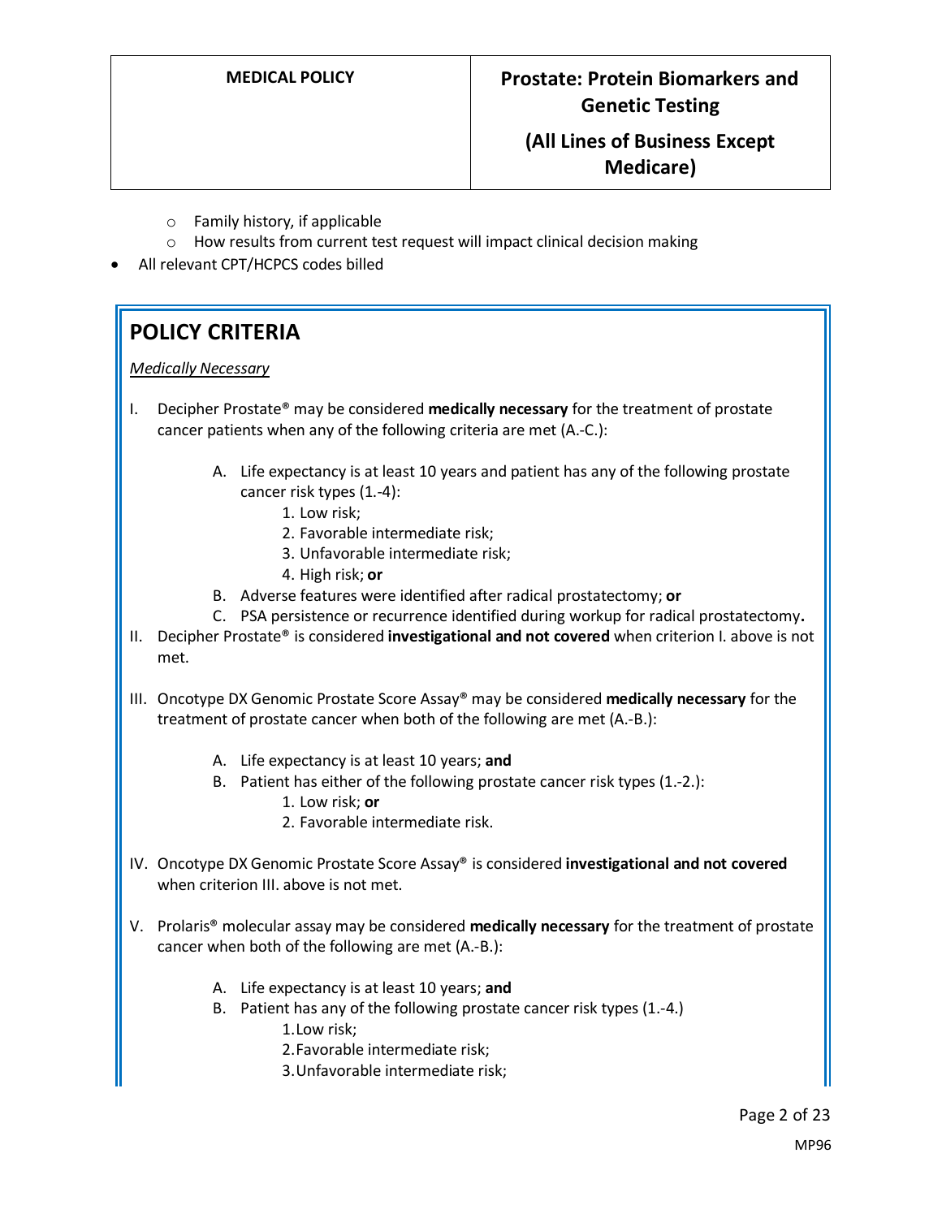- Family history, if applicable
   - How results from current test request will impact clinical decision making
- All relevant CPT/HCPCS codes billed

## POLICY CRITERIA

*Medically Necessary*

I. Decipher Prostate® may be considered **medically necessary** for the treatment of prostate cancer patients when any of the following criteria are met (A.-C.):

   A. Life expectancy is at least 10 years and patient has any of the following prostate cancer risk types (1.-4):
      1. Low risk;
      2. Favorable intermediate risk;
      3. Unfavorable intermediate risk;
      4. High risk; **or**

   B. Adverse features were identified after radical prostatectomy; **or**

   C. PSA persistence or recurrence identified during workup for radical prostatectomy**.**

II. Decipher Prostate® is considered **investigational and not covered** when criterion I. above is not met.

III. Oncotype DX Genomic Prostate Score Assay® may be considered **medically necessary** for the treatment of prostate cancer when both of the following are met (A.-B.):

   A. Life expectancy is at least 10 years; **and**

   B. Patient has either of the following prostate cancer risk types (1.-2.):
      1. Low risk; **or**
      2. Favorable intermediate risk.

IV. Oncotype DX Genomic Prostate Score Assay® is considered **investigational and not covered** when criterion III. above is not met.

V. Prolaris® molecular assay may be considered **medically necessary** for the treatment of prostate cancer when both of the following are met (A.-B.):

   A. Life expectancy is at least 10 years; **and**

   B. Patient has any of the following prostate cancer risk types (1.-4.)
      1. Low risk;
      2. Favorable intermediate risk;
      3. Unfavorable intermediate risk;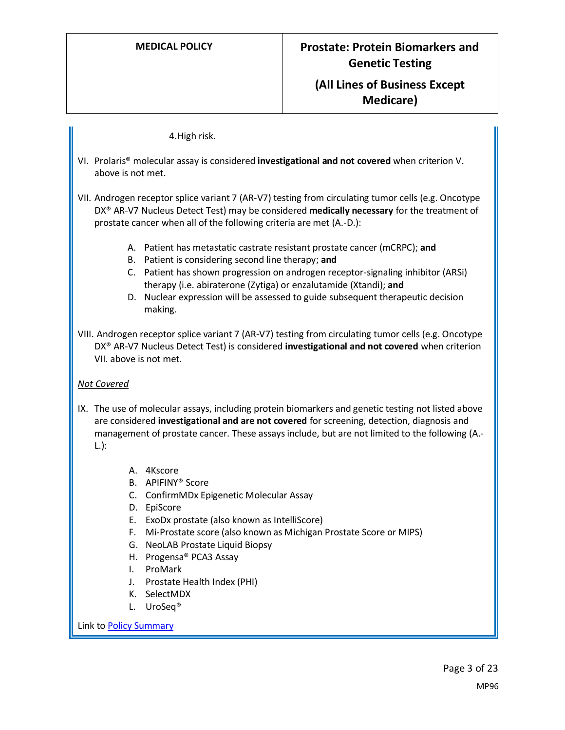4. High risk.

VI. Prolaris® molecular assay is considered **investigational and not covered** when criterion V. above is not met.

VII. Androgen receptor splice variant 7 (AR-V7) testing from circulating tumor cells (e.g. Oncotype DX® AR-V7 Nucleus Detect Test) may be considered **medically necessary** for the treatment of prostate cancer when all of the following criteria are met (A.-D.):

   A. Patient has metastatic castrate resistant prostate cancer (mCRPC); **and**
   B. Patient is considering second line therapy; **and**
   C. Patient has shown progression on androgen receptor-signaling inhibitor (ARSi) therapy (i.e. abiraterone (Zytiga) or enzalutamide (Xtandi); **and**
   D. Nuclear expression will be assessed to guide subsequent therapeutic decision making.

VIII. Androgen receptor splice variant 7 (AR-V7) testing from circulating tumor cells (e.g. Oncotype DX® AR-V7 Nucleus Detect Test) is considered **investigational and not covered** when criterion VII. above is not met.

*Not Covered*

IX. The use of molecular assays, including protein biomarkers and genetic testing not listed above are considered **investigational and are not covered** for screening, detection, diagnosis and management of prostate cancer. These assays include, but are not limited to the following (A.-L.):

   A. 4Kscore
   B. APIFINY® Score
   C. ConfirmMDx Epigenetic Molecular Assay
   D. EpiScore
   E. ExoDx prostate (also known as IntelliScore)
   F. Mi-Prostate score (also known as Michigan Prostate Score or MIPS)
   G. NeoLAB Prostate Liquid Biopsy
   H. Progensa® PCA3 Assay
   I. ProMark
   J. Prostate Health Index (PHI)
   K. SelectMDX
   L. UroSeq®

Link to Policy Summary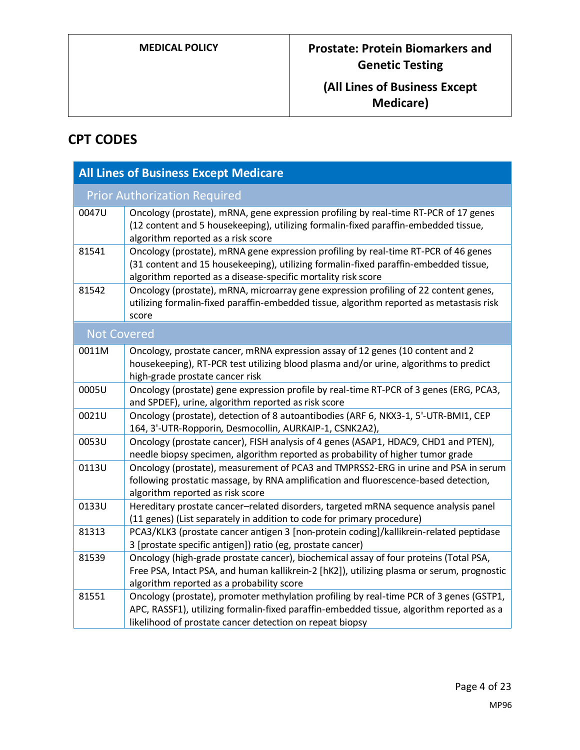## CPT CODES

| All Lines of Business Except Medicare | |
|---|---|
| **Prior Authorization Required** | |
| 0047U | Oncology (prostate), mRNA, gene expression profiling by real-time RT-PCR of 17 genes (12 content and 5 housekeeping), utilizing formalin-fixed paraffin-embedded tissue, algorithm reported as a risk score |
| 81541 | Oncology (prostate), mRNA gene expression profiling by real-time RT-PCR of 46 genes (31 content and 15 housekeeping), utilizing formalin-fixed paraffin-embedded tissue, algorithm reported as a disease-specific mortality risk score |
| 81542 | Oncology (prostate), mRNA, microarray gene expression profiling of 22 content genes, utilizing formalin-fixed paraffin-embedded tissue, algorithm reported as metastasis risk score |
| **Not Covered** | |
| 0011M | Oncology, prostate cancer, mRNA expression assay of 12 genes (10 content and 2 housekeeping), RT-PCR test utilizing blood plasma and/or urine, algorithms to predict high-grade prostate cancer risk |
| 0005U | Oncology (prostate) gene expression profile by real-time RT-PCR of 3 genes (ERG, PCA3, and SPDEF), urine, algorithm reported as risk score |
| 0021U | Oncology (prostate), detection of 8 autoantibodies (ARF 6, NKX3-1, 5'-UTR-BMI1, CEP 164, 3'-UTR-Ropporin, Desmocollin, AURKAIP-1, CSNK2A2), |
| 0053U | Oncology (prostate cancer), FISH analysis of 4 genes (ASAP1, HDAC9, CHD1 and PTEN), needle biopsy specimen, algorithm reported as probability of higher tumor grade |
| 0113U | Oncology (prostate), measurement of PCA3 and TMPRSS2-ERG in urine and PSA in serum following prostatic massage, by RNA amplification and fluorescence-based detection, algorithm reported as risk score |
| 0133U | Hereditary prostate cancer–related disorders, targeted mRNA sequence analysis panel (11 genes) (List separately in addition to code for primary procedure) |
| 81313 | PCA3/KLK3 (prostate cancer antigen 3 [non-protein coding]/kallikrein-related peptidase 3 [prostate specific antigen]) ratio (eg, prostate cancer) |
| 81539 | Oncology (high-grade prostate cancer), biochemical assay of four proteins (Total PSA, Free PSA, Intact PSA, and human kallikrein-2 [hK2]), utilizing plasma or serum, prognostic algorithm reported as a probability score |
| 81551 | Oncology (prostate), promoter methylation profiling by real-time PCR of 3 genes (GSTP1, APC, RASSF1), utilizing formalin-fixed paraffin-embedded tissue, algorithm reported as a likelihood of prostate cancer detection on repeat biopsy |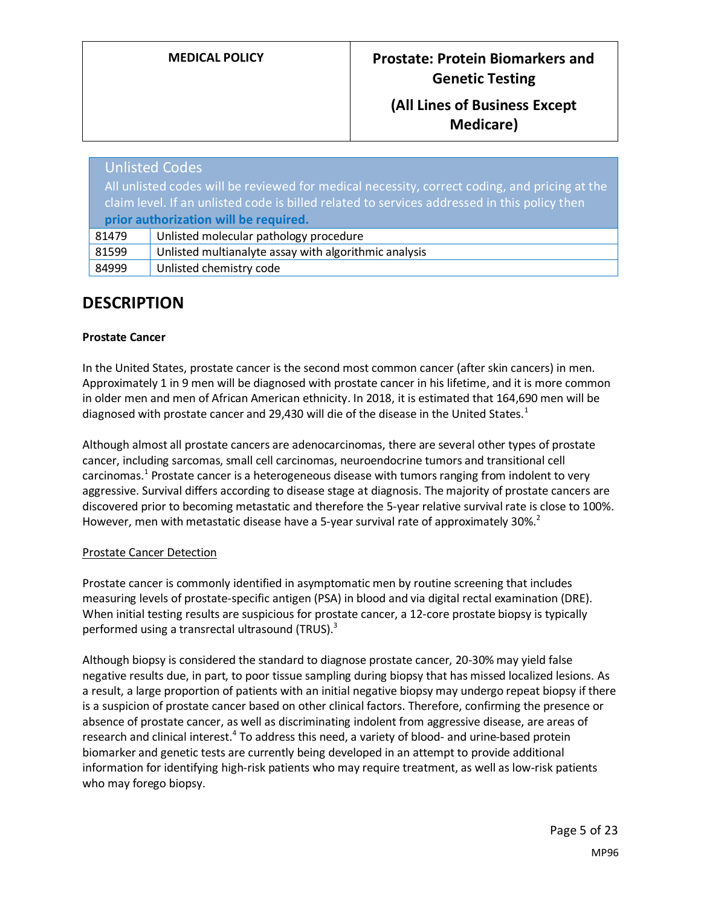| Unlisted Codes<br>All unlisted codes will be reviewed for medical necessity, correct coding, and pricing at the claim level. If an unlisted code is billed related to services addressed in this policy then **prior authorization will be required.** | |
|---|---|
| 81479 | Unlisted molecular pathology procedure |
| 81599 | Unlisted multianalyte assay with algorithmic analysis |
| 84999 | Unlisted chemistry code |

# DESCRIPTION

**Prostate Cancer**

In the United States, prostate cancer is the second most common cancer (after skin cancers) in men. Approximately 1 in 9 men will be diagnosed with prostate cancer in his lifetime, and it is more common in older men and men of African American ethnicity. In 2018, it is estimated that 164,690 men will be diagnosed with prostate cancer and 29,430 will die of the disease in the United States.[1]

Although almost all prostate cancers are adenocarcinomas, there are several other types of prostate cancer, including sarcomas, small cell carcinomas, neuroendocrine tumors and transitional cell carcinomas.[1] Prostate cancer is a heterogeneous disease with tumors ranging from indolent to very aggressive. Survival differs according to disease stage at diagnosis. The majority of prostate cancers are discovered prior to becoming metastatic and therefore the 5-year relative survival rate is close to 100%. However, men with metastatic disease have a 5-year survival rate of approximately 30%.[2]

Prostate Cancer Detection

Prostate cancer is commonly identified in asymptomatic men by routine screening that includes measuring levels of prostate-specific antigen (PSA) in blood and via digital rectal examination (DRE). When initial testing results are suspicious for prostate cancer, a 12-core prostate biopsy is typically performed using a transrectal ultrasound (TRUS).[3]

Although biopsy is considered the standard to diagnose prostate cancer, 20-30% may yield false negative results due, in part, to poor tissue sampling during biopsy that has missed localized lesions. As a result, a large proportion of patients with an initial negative biopsy may undergo repeat biopsy if there is a suspicion of prostate cancer based on other clinical factors. Therefore, confirming the presence or absence of prostate cancer, as well as discriminating indolent from aggressive disease, are areas of research and clinical interest.[4] To address this need, a variety of blood- and urine-based protein biomarker and genetic tests are currently being developed in an attempt to provide additional information for identifying high-risk patients who may require treatment, as well as low-risk patients who may forego biopsy.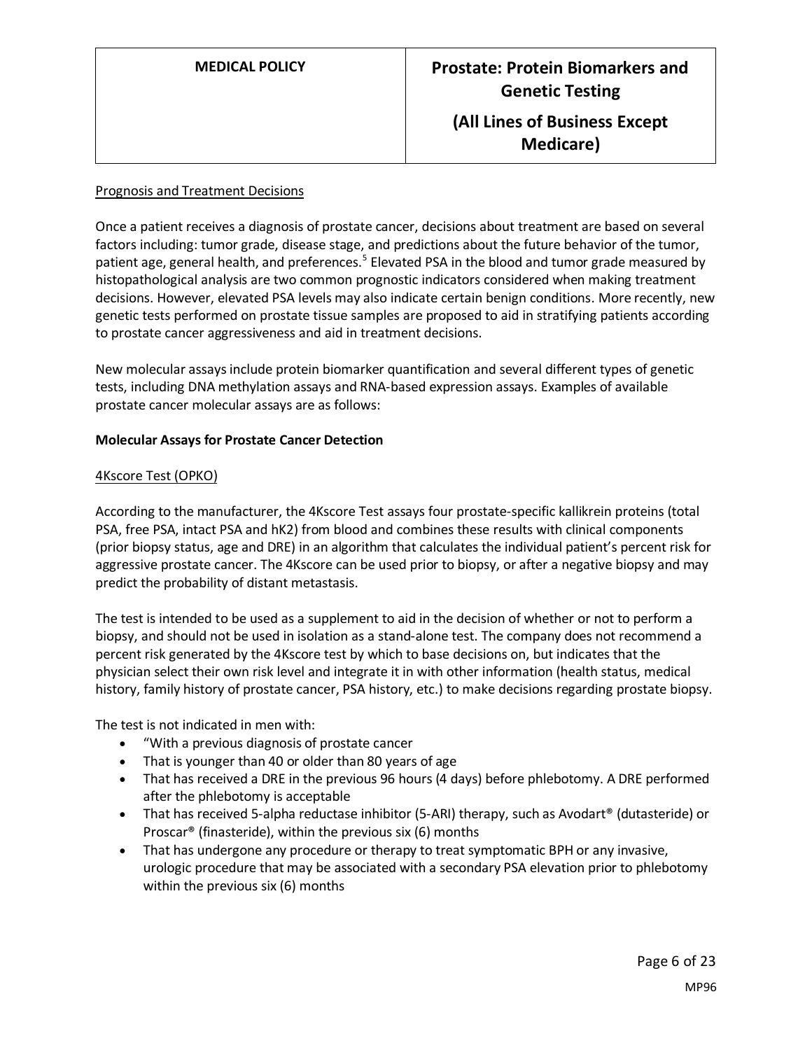Prognosis and Treatment Decisions

Once a patient receives a diagnosis of prostate cancer, decisions about treatment are based on several factors including: tumor grade, disease stage, and predictions about the future behavior of the tumor, patient age, general health, and preferences.[5] Elevated PSA in the blood and tumor grade measured by histopathological analysis are two common prognostic indicators considered when making treatment decisions. However, elevated PSA levels may also indicate certain benign conditions. More recently, new genetic tests performed on prostate tissue samples are proposed to aid in stratifying patients according to prostate cancer aggressiveness and aid in treatment decisions.

New molecular assays include protein biomarker quantification and several different types of genetic tests, including DNA methylation assays and RNA-based expression assays. Examples of available prostate cancer molecular assays are as follows:

**Molecular Assays for Prostate Cancer Detection**

4Kscore Test (OPKO)

According to the manufacturer, the 4Kscore Test assays four prostate-specific kallikrein proteins (total PSA, free PSA, intact PSA and hK2) from blood and combines these results with clinical components (prior biopsy status, age and DRE) in an algorithm that calculates the individual patient's percent risk for aggressive prostate cancer. The 4Kscore can be used prior to biopsy, or after a negative biopsy and may predict the probability of distant metastasis.

The test is intended to be used as a supplement to aid in the decision of whether or not to perform a biopsy, and should not be used in isolation as a stand-alone test. The company does not recommend a percent risk generated by the 4Kscore test by which to base decisions on, but indicates that the physician select their own risk level and integrate it in with other information (health status, medical history, family history of prostate cancer, PSA history, etc.) to make decisions regarding prostate biopsy.

The test is not indicated in men with:

- "With a previous diagnosis of prostate cancer
- That is younger than 40 or older than 80 years of age
- That has received a DRE in the previous 96 hours (4 days) before phlebotomy. A DRE performed after the phlebotomy is acceptable
- That has received 5-alpha reductase inhibitor (5-ARI) therapy, such as Avodart® (dutasteride) or Proscar® (finasteride), within the previous six (6) months
- That has undergone any procedure or therapy to treat symptomatic BPH or any invasive, urologic procedure that may be associated with a secondary PSA elevation prior to phlebotomy within the previous six (6) months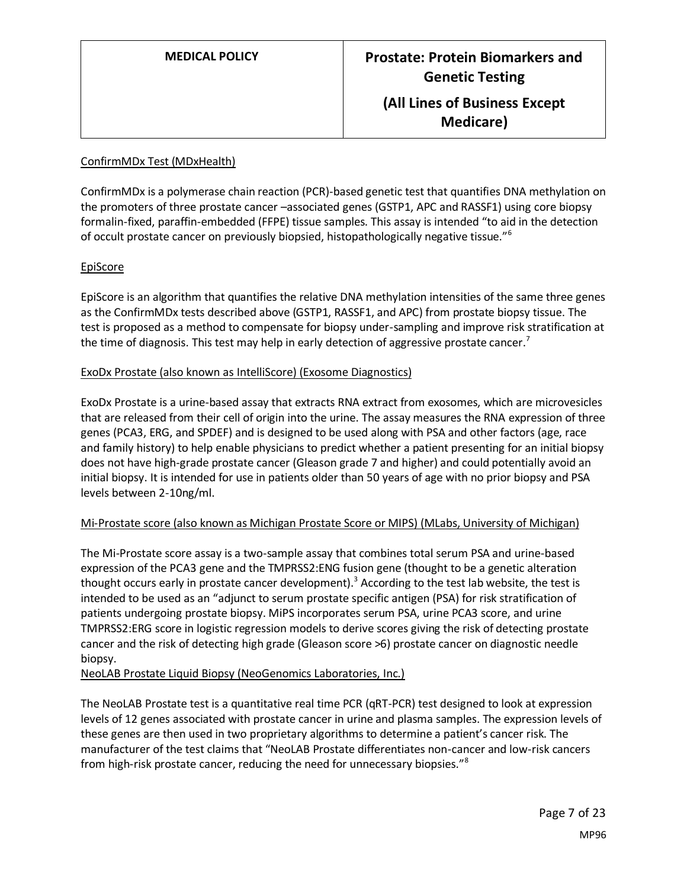ConfirmMDx Test (MDxHealth)

ConfirmMDx is a polymerase chain reaction (PCR)-based genetic test that quantifies DNA methylation on the promoters of three prostate cancer –associated genes (GSTP1, APC and RASSF1) using core biopsy formalin-fixed, paraffin-embedded (FFPE) tissue samples. This assay is intended "to aid in the detection of occult prostate cancer on previously biopsied, histopathologically negative tissue."[6]

EpiScore

EpiScore is an algorithm that quantifies the relative DNA methylation intensities of the same three genes as the ConfirmMDx tests described above (GSTP1, RASSF1, and APC) from prostate biopsy tissue. The test is proposed as a method to compensate for biopsy under-sampling and improve risk stratification at the time of diagnosis. This test may help in early detection of aggressive prostate cancer.[7]

ExoDx Prostate (also known as IntelliScore) (Exosome Diagnostics)

ExoDx Prostate is a urine-based assay that extracts RNA extract from exosomes, which are microvesicles that are released from their cell of origin into the urine. The assay measures the RNA expression of three genes (PCA3, ERG, and SPDEF) and is designed to be used along with PSA and other factors (age, race and family history) to help enable physicians to predict whether a patient presenting for an initial biopsy does not have high-grade prostate cancer (Gleason grade 7 and higher) and could potentially avoid an initial biopsy. It is intended for use in patients older than 50 years of age with no prior biopsy and PSA levels between 2-10ng/ml.

Mi-Prostate score (also known as Michigan Prostate Score or MIPS) (MLabs, University of Michigan)

The Mi-Prostate score assay is a two-sample assay that combines total serum PSA and urine-based expression of the PCA3 gene and the TMPRSS2:ENG fusion gene (thought to be a genetic alteration thought occurs early in prostate cancer development).[3] According to the test lab website, the test is intended to be used as an "adjunct to serum prostate specific antigen (PSA) for risk stratification of patients undergoing prostate biopsy. MiPS incorporates serum PSA, urine PCA3 score, and urine TMPRSS2:ERG score in logistic regression models to derive scores giving the risk of detecting prostate cancer and the risk of detecting high grade (Gleason score >6) prostate cancer on diagnostic needle biopsy.

NeoLAB Prostate Liquid Biopsy (NeoGenomics Laboratories, Inc.)

The NeoLAB Prostate test is a quantitative real time PCR (qRT-PCR) test designed to look at expression levels of 12 genes associated with prostate cancer in urine and plasma samples. The expression levels of these genes are then used in two proprietary algorithms to determine a patient's cancer risk. The manufacturer of the test claims that "NeoLAB Prostate differentiates non-cancer and low-risk cancers from high-risk prostate cancer, reducing the need for unnecessary biopsies."[8]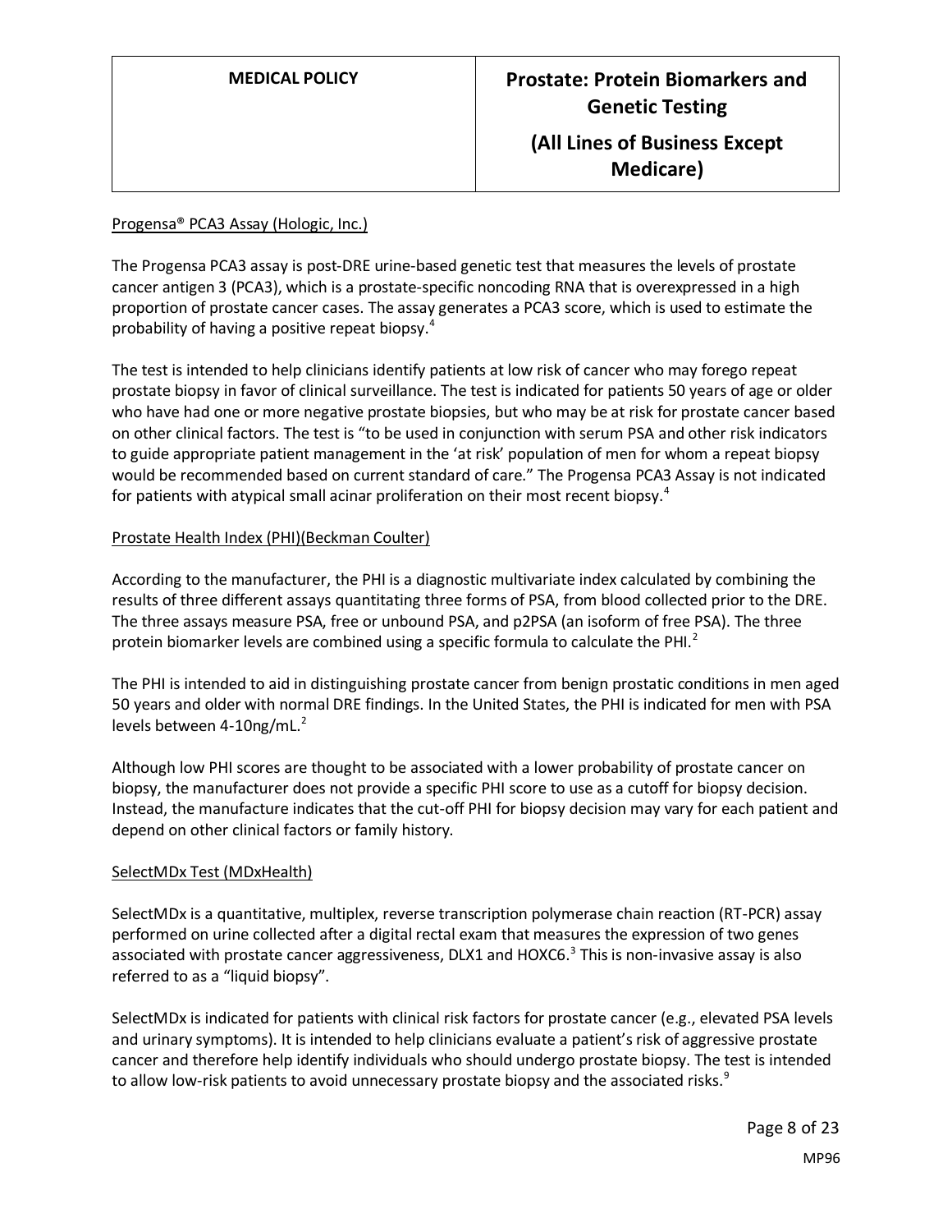Progensa® PCA3 Assay (Hologic, Inc.)

The Progensa PCA3 assay is post-DRE urine-based genetic test that measures the levels of prostate cancer antigen 3 (PCA3), which is a prostate-specific noncoding RNA that is overexpressed in a high proportion of prostate cancer cases. The assay generates a PCA3 score, which is used to estimate the probability of having a positive repeat biopsy.[4]

The test is intended to help clinicians identify patients at low risk of cancer who may forego repeat prostate biopsy in favor of clinical surveillance. The test is indicated for patients 50 years of age or older who have had one or more negative prostate biopsies, but who may be at risk for prostate cancer based on other clinical factors. The test is "to be used in conjunction with serum PSA and other risk indicators to guide appropriate patient management in the 'at risk' population of men for whom a repeat biopsy would be recommended based on current standard of care." The Progensa PCA3 Assay is not indicated for patients with atypical small acinar proliferation on their most recent biopsy.[4]

Prostate Health Index (PHI)(Beckman Coulter)

According to the manufacturer, the PHI is a diagnostic multivariate index calculated by combining the results of three different assays quantitating three forms of PSA, from blood collected prior to the DRE. The three assays measure PSA, free or unbound PSA, and p2PSA (an isoform of free PSA). The three protein biomarker levels are combined using a specific formula to calculate the PHI.[2]

The PHI is intended to aid in distinguishing prostate cancer from benign prostatic conditions in men aged 50 years and older with normal DRE findings. In the United States, the PHI is indicated for men with PSA levels between 4-10ng/mL.[2]

Although low PHI scores are thought to be associated with a lower probability of prostate cancer on biopsy, the manufacturer does not provide a specific PHI score to use as a cutoff for biopsy decision. Instead, the manufacture indicates that the cut-off PHI for biopsy decision may vary for each patient and depend on other clinical factors or family history.

SelectMDx Test (MDxHealth)

SelectMDx is a quantitative, multiplex, reverse transcription polymerase chain reaction (RT-PCR) assay performed on urine collected after a digital rectal exam that measures the expression of two genes associated with prostate cancer aggressiveness, DLX1 and HOXC6.[3] This is non-invasive assay is also referred to as a "liquid biopsy".

SelectMDx is indicated for patients with clinical risk factors for prostate cancer (e.g., elevated PSA levels and urinary symptoms). It is intended to help clinicians evaluate a patient's risk of aggressive prostate cancer and therefore help identify individuals who should undergo prostate biopsy. The test is intended to allow low-risk patients to avoid unnecessary prostate biopsy and the associated risks.[9]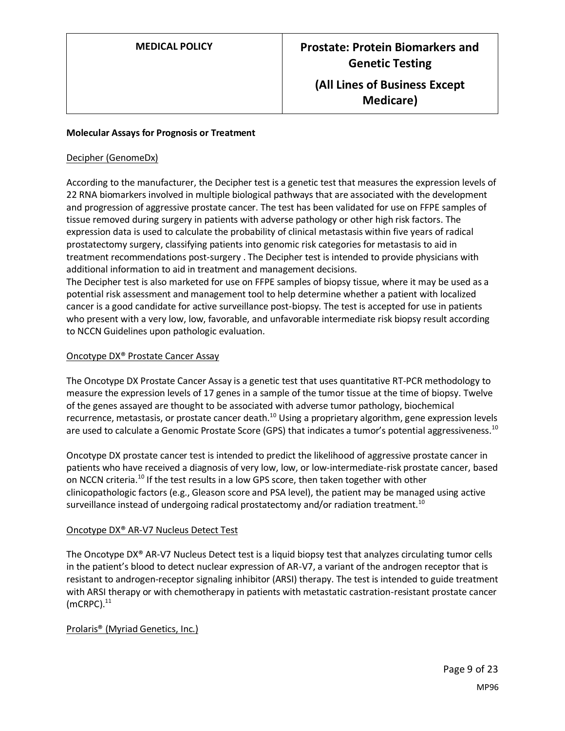**Molecular Assays for Prognosis or Treatment**

Decipher (GenomeDx)

According to the manufacturer, the Decipher test is a genetic test that measures the expression levels of 22 RNA biomarkers involved in multiple biological pathways that are associated with the development and progression of aggressive prostate cancer. The test has been validated for use on FFPE samples of tissue removed during surgery in patients with adverse pathology or other high risk factors. The expression data is used to calculate the probability of clinical metastasis within five years of radical prostatectomy surgery, classifying patients into genomic risk categories for metastasis to aid in treatment recommendations post-surgery . The Decipher test is intended to provide physicians with additional information to aid in treatment and management decisions.
The Decipher test is also marketed for use on FFPE samples of biopsy tissue, where it may be used as a potential risk assessment and management tool to help determine whether a patient with localized cancer is a good candidate for active surveillance post-biopsy. The test is accepted for use in patients who present with a very low, low, favorable, and unfavorable intermediate risk biopsy result according to NCCN Guidelines upon pathologic evaluation.

Oncotype DX® Prostate Cancer Assay

The Oncotype DX Prostate Cancer Assay is a genetic test that uses quantitative RT-PCR methodology to measure the expression levels of 17 genes in a sample of the tumor tissue at the time of biopsy. Twelve of the genes assayed are thought to be associated with adverse tumor pathology, biochemical recurrence, metastasis, or prostate cancer death.[10] Using a proprietary algorithm, gene expression levels are used to calculate a Genomic Prostate Score (GPS) that indicates a tumor's potential aggressiveness.[10]

Oncotype DX prostate cancer test is intended to predict the likelihood of aggressive prostate cancer in patients who have received a diagnosis of very low, low, or low-intermediate-risk prostate cancer, based on NCCN criteria.[10] If the test results in a low GPS score, then taken together with other clinicopathologic factors (e.g., Gleason score and PSA level), the patient may be managed using active surveillance instead of undergoing radical prostatectomy and/or radiation treatment.[10]

Oncotype DX® AR-V7 Nucleus Detect Test

The Oncotype DX® AR-V7 Nucleus Detect test is a liquid biopsy test that analyzes circulating tumor cells in the patient's blood to detect nuclear expression of AR-V7, a variant of the androgen receptor that is resistant to androgen-receptor signaling inhibitor (ARSI) therapy. The test is intended to guide treatment with ARSI therapy or with chemotherapy in patients with metastatic castration-resistant prostate cancer (mCRPC).[11]

Prolaris® (Myriad Genetics, Inc.)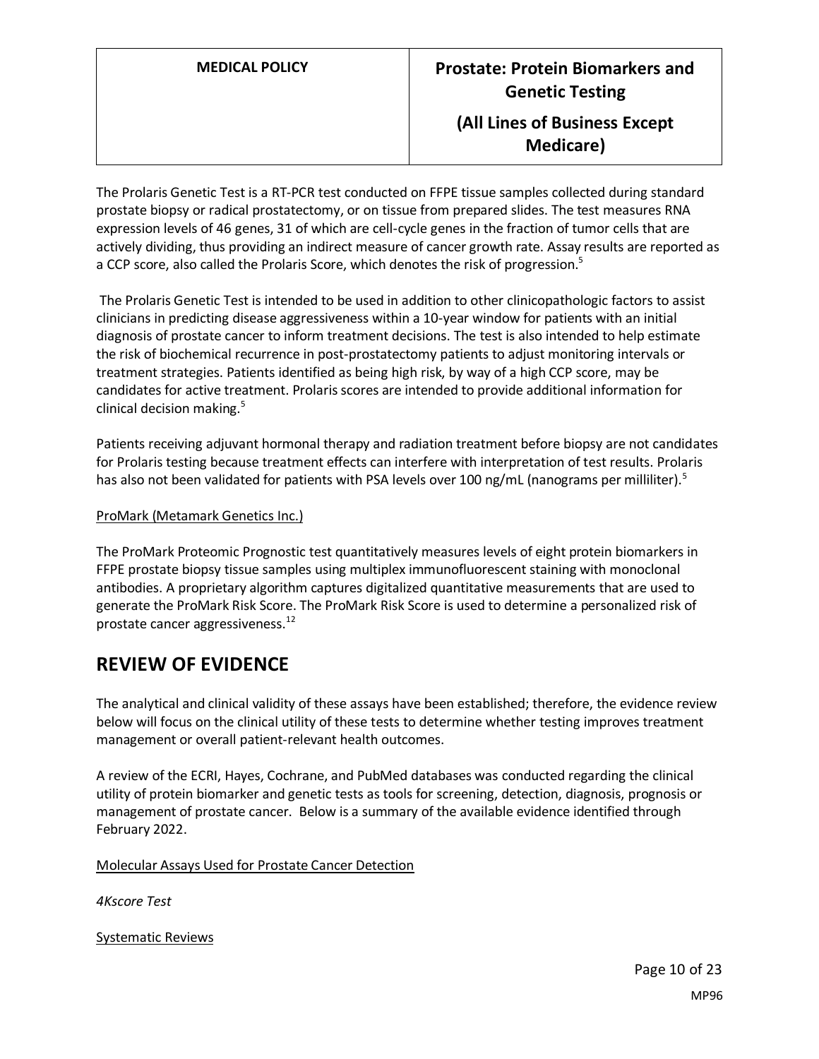The Prolaris Genetic Test is a RT-PCR test conducted on FFPE tissue samples collected during standard prostate biopsy or radical prostatectomy, or on tissue from prepared slides. The test measures RNA expression levels of 46 genes, 31 of which are cell-cycle genes in the fraction of tumor cells that are actively dividing, thus providing an indirect measure of cancer growth rate. Assay results are reported as a CCP score, also called the Prolaris Score, which denotes the risk of progression.[5]

The Prolaris Genetic Test is intended to be used in addition to other clinicopathologic factors to assist clinicians in predicting disease aggressiveness within a 10-year window for patients with an initial diagnosis of prostate cancer to inform treatment decisions. The test is also intended to help estimate the risk of biochemical recurrence in post-prostatectomy patients to adjust monitoring intervals or treatment strategies. Patients identified as being high risk, by way of a high CCP score, may be candidates for active treatment. Prolaris scores are intended to provide additional information for clinical decision making.[5]

Patients receiving adjuvant hormonal therapy and radiation treatment before biopsy are not candidates for Prolaris testing because treatment effects can interfere with interpretation of test results. Prolaris has also not been validated for patients with PSA levels over 100 ng/mL (nanograms per milliliter).[5]

ProMark (Metamark Genetics Inc.)

The ProMark Proteomic Prognostic test quantitatively measures levels of eight protein biomarkers in FFPE prostate biopsy tissue samples using multiplex immunofluorescent staining with monoclonal antibodies. A proprietary algorithm captures digitalized quantitative measurements that are used to generate the ProMark Risk Score. The ProMark Risk Score is used to determine a personalized risk of prostate cancer aggressiveness.[12]

# REVIEW OF EVIDENCE

The analytical and clinical validity of these assays have been established; therefore, the evidence review below will focus on the clinical utility of these tests to determine whether testing improves treatment management or overall patient-relevant health outcomes.

A review of the ECRI, Hayes, Cochrane, and PubMed databases was conducted regarding the clinical utility of protein biomarker and genetic tests as tools for screening, detection, diagnosis, prognosis or management of prostate cancer. Below is a summary of the available evidence identified through February 2022.

Molecular Assays Used for Prostate Cancer Detection

*4Kscore Test*

Systematic Reviews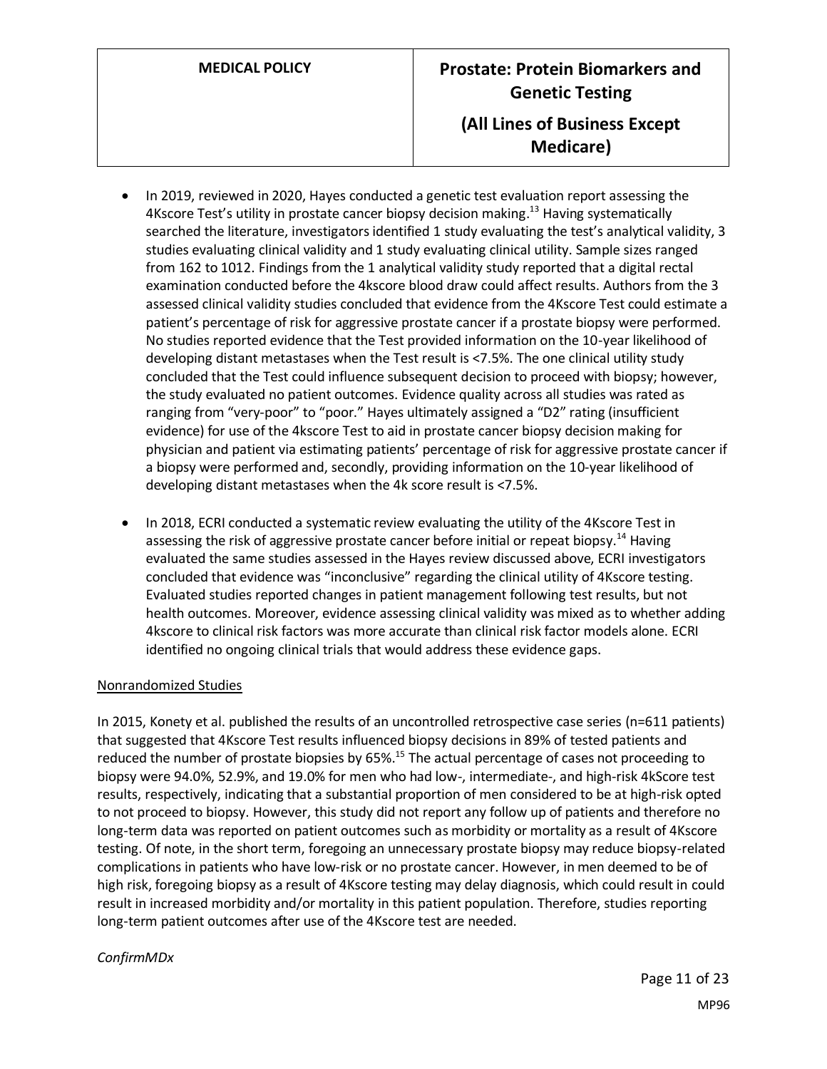- In 2019, reviewed in 2020, Hayes conducted a genetic test evaluation report assessing the 4Kscore Test's utility in prostate cancer biopsy decision making.[13] Having systematically searched the literature, investigators identified 1 study evaluating the test's analytical validity, 3 studies evaluating clinical validity and 1 study evaluating clinical utility. Sample sizes ranged from 162 to 1012. Findings from the 1 analytical validity study reported that a digital rectal examination conducted before the 4kscore blood draw could affect results. Authors from the 3 assessed clinical validity studies concluded that evidence from the 4Kscore Test could estimate a patient's percentage of risk for aggressive prostate cancer if a prostate biopsy were performed. No studies reported evidence that the Test provided information on the 10-year likelihood of developing distant metastases when the Test result is <7.5%. The one clinical utility study concluded that the Test could influence subsequent decision to proceed with biopsy; however, the study evaluated no patient outcomes. Evidence quality across all studies was rated as ranging from "very-poor" to "poor." Hayes ultimately assigned a "D2" rating (insufficient evidence) for use of the 4kscore Test to aid in prostate cancer biopsy decision making for physician and patient via estimating patients' percentage of risk for aggressive prostate cancer if a biopsy were performed and, secondly, providing information on the 10-year likelihood of developing distant metastases when the 4k score result is <7.5%.
- In 2018, ECRI conducted a systematic review evaluating the utility of the 4Kscore Test in assessing the risk of aggressive prostate cancer before initial or repeat biopsy.[14] Having evaluated the same studies assessed in the Hayes review discussed above, ECRI investigators concluded that evidence was "inconclusive" regarding the clinical utility of 4Kscore testing. Evaluated studies reported changes in patient management following test results, but not health outcomes. Moreover, evidence assessing clinical validity was mixed as to whether adding 4kscore to clinical risk factors was more accurate than clinical risk factor models alone. ECRI identified no ongoing clinical trials that would address these evidence gaps.

Nonrandomized Studies

In 2015, Konety et al. published the results of an uncontrolled retrospective case series (n=611 patients) that suggested that 4Kscore Test results influenced biopsy decisions in 89% of tested patients and reduced the number of prostate biopsies by 65%.[15] The actual percentage of cases not proceeding to biopsy were 94.0%, 52.9%, and 19.0% for men who had low-, intermediate-, and high-risk 4kScore test results, respectively, indicating that a substantial proportion of men considered to be at high-risk opted to not proceed to biopsy. However, this study did not report any follow up of patients and therefore no long-term data was reported on patient outcomes such as morbidity or mortality as a result of 4Kscore testing. Of note, in the short term, foregoing an unnecessary prostate biopsy may reduce biopsy-related complications in patients who have low-risk or no prostate cancer. However, in men deemed to be of high risk, foregoing biopsy as a result of 4Kscore testing may delay diagnosis, which could result in could result in increased morbidity and/or mortality in this patient population. Therefore, studies reporting long-term patient outcomes after use of the 4Kscore test are needed.

*ConfirmMDx*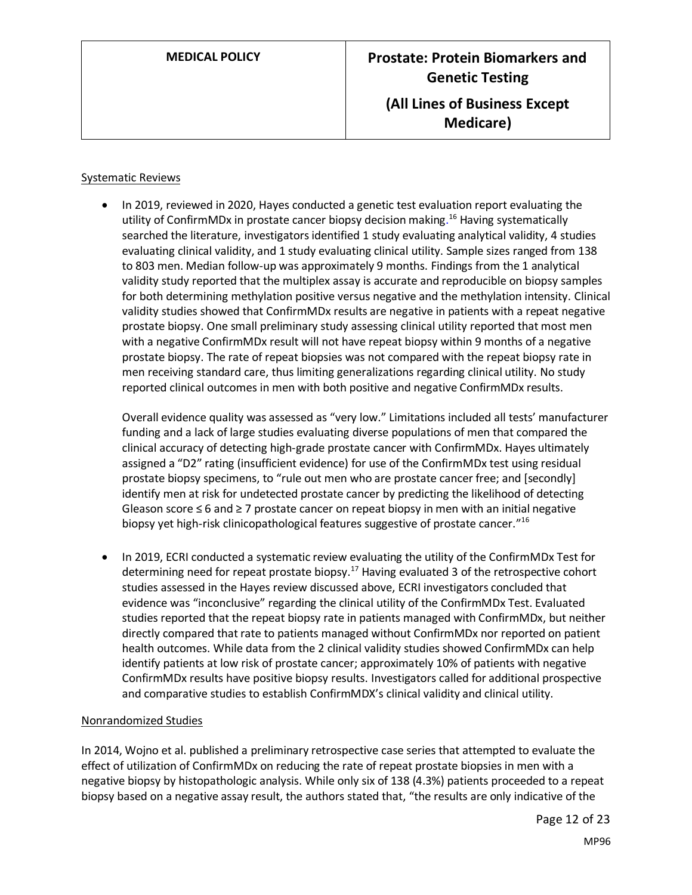Systematic Reviews

- In 2019, reviewed in 2020, Hayes conducted a genetic test evaluation report evaluating the utility of ConfirmMDx in prostate cancer biopsy decision making.[16] Having systematically searched the literature, investigators identified 1 study evaluating analytical validity, 4 studies evaluating clinical validity, and 1 study evaluating clinical utility. Sample sizes ranged from 138 to 803 men. Median follow-up was approximately 9 months. Findings from the 1 analytical validity study reported that the multiplex assay is accurate and reproducible on biopsy samples for both determining methylation positive versus negative and the methylation intensity. Clinical validity studies showed that ConfirmMDx results are negative in patients with a repeat negative prostate biopsy. One small preliminary study assessing clinical utility reported that most men with a negative ConfirmMDx result will not have repeat biopsy within 9 months of a negative prostate biopsy. The rate of repeat biopsies was not compared with the repeat biopsy rate in men receiving standard care, thus limiting generalizations regarding clinical utility. No study reported clinical outcomes in men with both positive and negative ConfirmMDx results.

  Overall evidence quality was assessed as "very low." Limitations included all tests' manufacturer funding and a lack of large studies evaluating diverse populations of men that compared the clinical accuracy of detecting high-grade prostate cancer with ConfirmMDx. Hayes ultimately assigned a "D2" rating (insufficient evidence) for use of the ConfirmMDx test using residual prostate biopsy specimens, to "rule out men who are prostate cancer free; and [secondly] identify men at risk for undetected prostate cancer by predicting the likelihood of detecting Gleason score ≤ 6 and ≥ 7 prostate cancer on repeat biopsy in men with an initial negative biopsy yet high-risk clinicopathological features suggestive of prostate cancer."[16]

- In 2019, ECRI conducted a systematic review evaluating the utility of the ConfirmMDx Test for determining need for repeat prostate biopsy.[17] Having evaluated 3 of the retrospective cohort studies assessed in the Hayes review discussed above, ECRI investigators concluded that evidence was "inconclusive" regarding the clinical utility of the ConfirmMDx Test. Evaluated studies reported that the repeat biopsy rate in patients managed with ConfirmMDx, but neither directly compared that rate to patients managed without ConfirmMDx nor reported on patient health outcomes. While data from the 2 clinical validity studies showed ConfirmMDx can help identify patients at low risk of prostate cancer; approximately 10% of patients with negative ConfirmMDx results have positive biopsy results. Investigators called for additional prospective and comparative studies to establish ConfirmMDX's clinical validity and clinical utility.

Nonrandomized Studies

In 2014, Wojno et al. published a preliminary retrospective case series that attempted to evaluate the effect of utilization of ConfirmMDx on reducing the rate of repeat prostate biopsies in men with a negative biopsy by histopathologic analysis. While only six of 138 (4.3%) patients proceeded to a repeat biopsy based on a negative assay result, the authors stated that, "the results are only indicative of the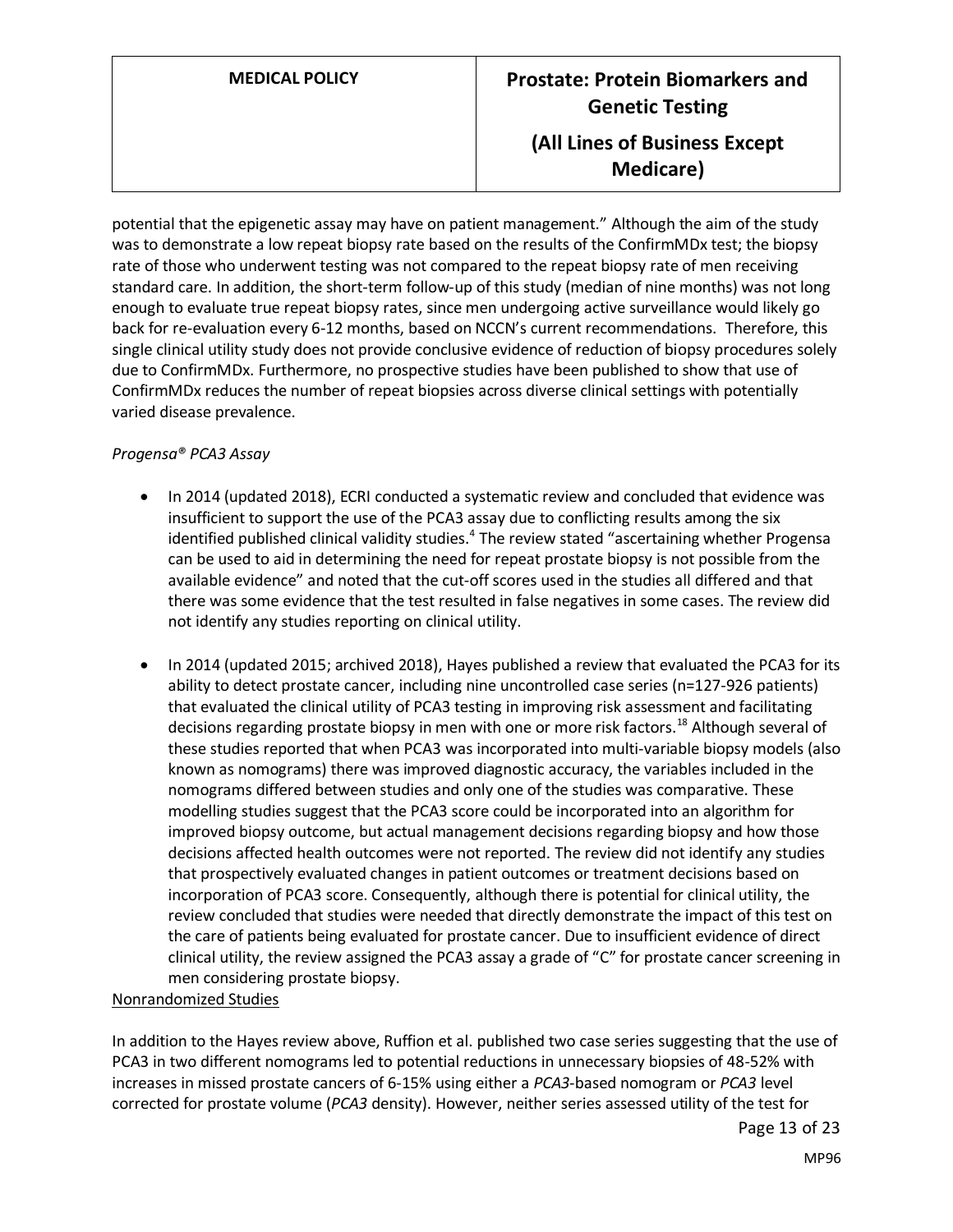potential that the epigenetic assay may have on patient management." Although the aim of the study was to demonstrate a low repeat biopsy rate based on the results of the ConfirmMDx test; the biopsy rate of those who underwent testing was not compared to the repeat biopsy rate of men receiving standard care. In addition, the short-term follow-up of this study (median of nine months) was not long enough to evaluate true repeat biopsy rates, since men undergoing active surveillance would likely go back for re-evaluation every 6-12 months, based on NCCN's current recommendations. Therefore, this single clinical utility study does not provide conclusive evidence of reduction of biopsy procedures solely due to ConfirmMDx. Furthermore, no prospective studies have been published to show that use of ConfirmMDx reduces the number of repeat biopsies across diverse clinical settings with potentially varied disease prevalence.

*Progensa® PCA3 Assay*

- In 2014 (updated 2018), ECRI conducted a systematic review and concluded that evidence was insufficient to support the use of the PCA3 assay due to conflicting results among the six identified published clinical validity studies.[4] The review stated "ascertaining whether Progensa can be used to aid in determining the need for repeat prostate biopsy is not possible from the available evidence" and noted that the cut-off scores used in the studies all differed and that there was some evidence that the test resulted in false negatives in some cases. The review did not identify any studies reporting on clinical utility.
- In 2014 (updated 2015; archived 2018), Hayes published a review that evaluated the PCA3 for its ability to detect prostate cancer, including nine uncontrolled case series (n=127-926 patients) that evaluated the clinical utility of PCA3 testing in improving risk assessment and facilitating decisions regarding prostate biopsy in men with one or more risk factors.[18] Although several of these studies reported that when PCA3 was incorporated into multi-variable biopsy models (also known as nomograms) there was improved diagnostic accuracy, the variables included in the nomograms differed between studies and only one of the studies was comparative. These modelling studies suggest that the PCA3 score could be incorporated into an algorithm for improved biopsy outcome, but actual management decisions regarding biopsy and how those decisions affected health outcomes were not reported. The review did not identify any studies that prospectively evaluated changes in patient outcomes or treatment decisions based on incorporation of PCA3 score. Consequently, although there is potential for clinical utility, the review concluded that studies were needed that directly demonstrate the impact of this test on the care of patients being evaluated for prostate cancer. Due to insufficient evidence of direct clinical utility, the review assigned the PCA3 assay a grade of "C" for prostate cancer screening in men considering prostate biopsy.

<u>Nonrandomized Studies</u>

In addition to the Hayes review above, Ruffion et al. published two case series suggesting that the use of PCA3 in two different nomograms led to potential reductions in unnecessary biopsies of 48-52% with increases in missed prostate cancers of 6-15% using either a *PCA3*-based nomogram or *PCA3* level corrected for prostate volume (*PCA3* density). However, neither series assessed utility of the test for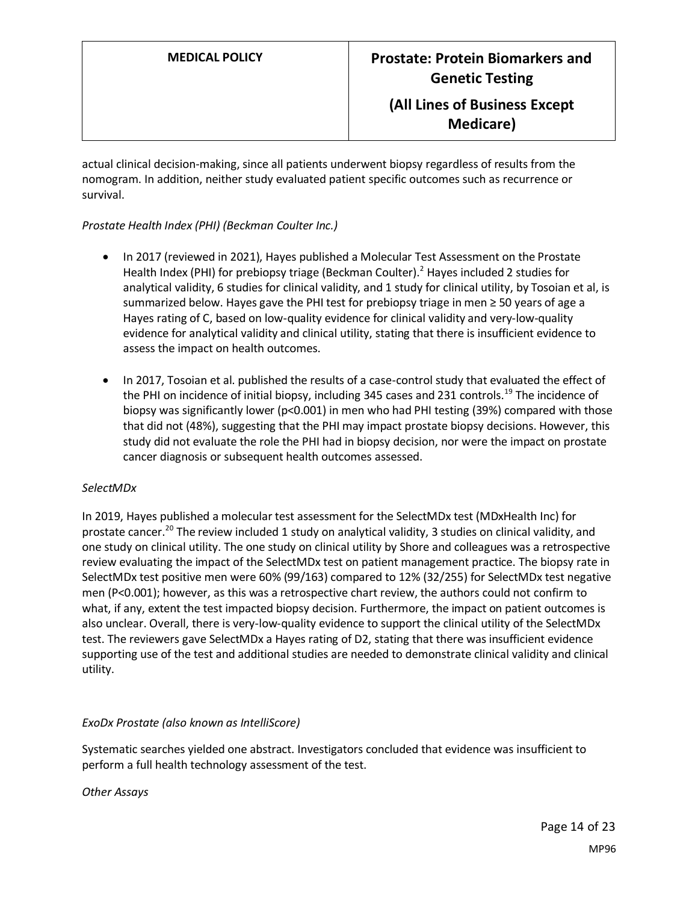actual clinical decision-making, since all patients underwent biopsy regardless of results from the nomogram. In addition, neither study evaluated patient specific outcomes such as recurrence or survival.

*Prostate Health Index (PHI) (Beckman Coulter Inc.)*

- In 2017 (reviewed in 2021), Hayes published a Molecular Test Assessment on the Prostate Health Index (PHI) for prebiopsy triage (Beckman Coulter).[2] Hayes included 2 studies for analytical validity, 6 studies for clinical validity, and 1 study for clinical utility, by Tosoian et al, is summarized below. Hayes gave the PHI test for prebiopsy triage in men ≥ 50 years of age a Hayes rating of C, based on low-quality evidence for clinical validity and very-low-quality evidence for analytical validity and clinical utility, stating that there is insufficient evidence to assess the impact on health outcomes.
- In 2017, Tosoian et al. published the results of a case-control study that evaluated the effect of the PHI on incidence of initial biopsy, including 345 cases and 231 controls.[19] The incidence of biopsy was significantly lower ($p<0.001$) in men who had PHI testing (39%) compared with those that did not (48%), suggesting that the PHI may impact prostate biopsy decisions. However, this study did not evaluate the role the PHI had in biopsy decision, nor were the impact on prostate cancer diagnosis or subsequent health outcomes assessed.

*SelectMDx*

In 2019, Hayes published a molecular test assessment for the SelectMDx test (MDxHealth Inc) for prostate cancer.[20] The review included 1 study on analytical validity, 3 studies on clinical validity, and one study on clinical utility. The one study on clinical utility by Shore and colleagues was a retrospective review evaluating the impact of the SelectMDx test on patient management practice. The biopsy rate in SelectMDx test positive men were 60% (99/163) compared to 12% (32/255) for SelectMDx test negative men ($P<0.001$); however, as this was a retrospective chart review, the authors could not confirm to what, if any, extent the test impacted biopsy decision. Furthermore, the impact on patient outcomes is also unclear. Overall, there is very-low-quality evidence to support the clinical utility of the SelectMDx test. The reviewers gave SelectMDx a Hayes rating of D2, stating that there was insufficient evidence supporting use of the test and additional studies are needed to demonstrate clinical validity and clinical utility.

*ExoDx Prostate (also known as IntelliScore)*

Systematic searches yielded one abstract. Investigators concluded that evidence was insufficient to perform a full health technology assessment of the test.

*Other Assays*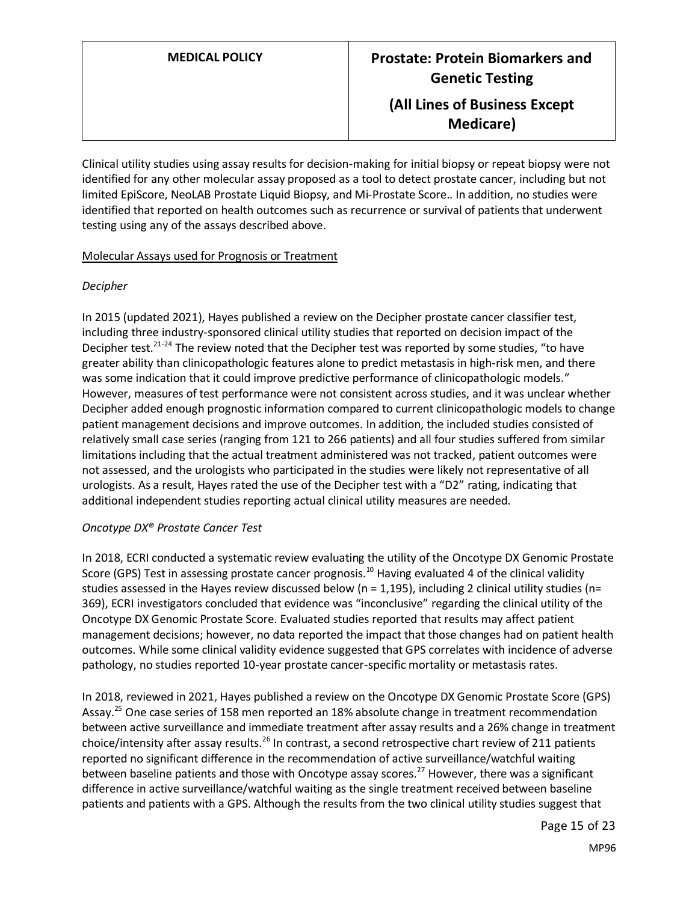Clinical utility studies using assay results for decision-making for initial biopsy or repeat biopsy were not identified for any other molecular assay proposed as a tool to detect prostate cancer, including but not limited EpiScore, NeoLAB Prostate Liquid Biopsy, and Mi-Prostate Score.. In addition, no studies were identified that reported on health outcomes such as recurrence or survival of patients that underwent testing using any of the assays described above.

Molecular Assays used for Prognosis or Treatment

*Decipher*

In 2015 (updated 2021), Hayes published a review on the Decipher prostate cancer classifier test, including three industry-sponsored clinical utility studies that reported on decision impact of the Decipher test.[21-24] The review noted that the Decipher test was reported by some studies, "to have greater ability than clinicopathologic features alone to predict metastasis in high-risk men, and there was some indication that it could improve predictive performance of clinicopathologic models." However, measures of test performance were not consistent across studies, and it was unclear whether Decipher added enough prognostic information compared to current clinicopathologic models to change patient management decisions and improve outcomes. In addition, the included studies consisted of relatively small case series (ranging from 121 to 266 patients) and all four studies suffered from similar limitations including that the actual treatment administered was not tracked, patient outcomes were not assessed, and the urologists who participated in the studies were likely not representative of all urologists. As a result, Hayes rated the use of the Decipher test with a "D2" rating, indicating that additional independent studies reporting actual clinical utility measures are needed.

*Oncotype DX® Prostate Cancer Test*

In 2018, ECRI conducted a systematic review evaluating the utility of the Oncotype DX Genomic Prostate Score (GPS) Test in assessing prostate cancer prognosis.[10] Having evaluated 4 of the clinical validity studies assessed in the Hayes review discussed below (n = 1,195), including 2 clinical utility studies (n= 369), ECRI investigators concluded that evidence was "inconclusive" regarding the clinical utility of the Oncotype DX Genomic Prostate Score. Evaluated studies reported that results may affect patient management decisions; however, no data reported the impact that those changes had on patient health outcomes. While some clinical validity evidence suggested that GPS correlates with incidence of adverse pathology, no studies reported 10-year prostate cancer-specific mortality or metastasis rates.

In 2018, reviewed in 2021, Hayes published a review on the Oncotype DX Genomic Prostate Score (GPS) Assay.[25] One case series of 158 men reported an 18% absolute change in treatment recommendation between active surveillance and immediate treatment after assay results and a 26% change in treatment choice/intensity after assay results.[26] In contrast, a second retrospective chart review of 211 patients reported no significant difference in the recommendation of active surveillance/watchful waiting between baseline patients and those with Oncotype assay scores.[27] However, there was a significant difference in active surveillance/watchful waiting as the single treatment received between baseline patients and patients with a GPS. Although the results from the two clinical utility studies suggest that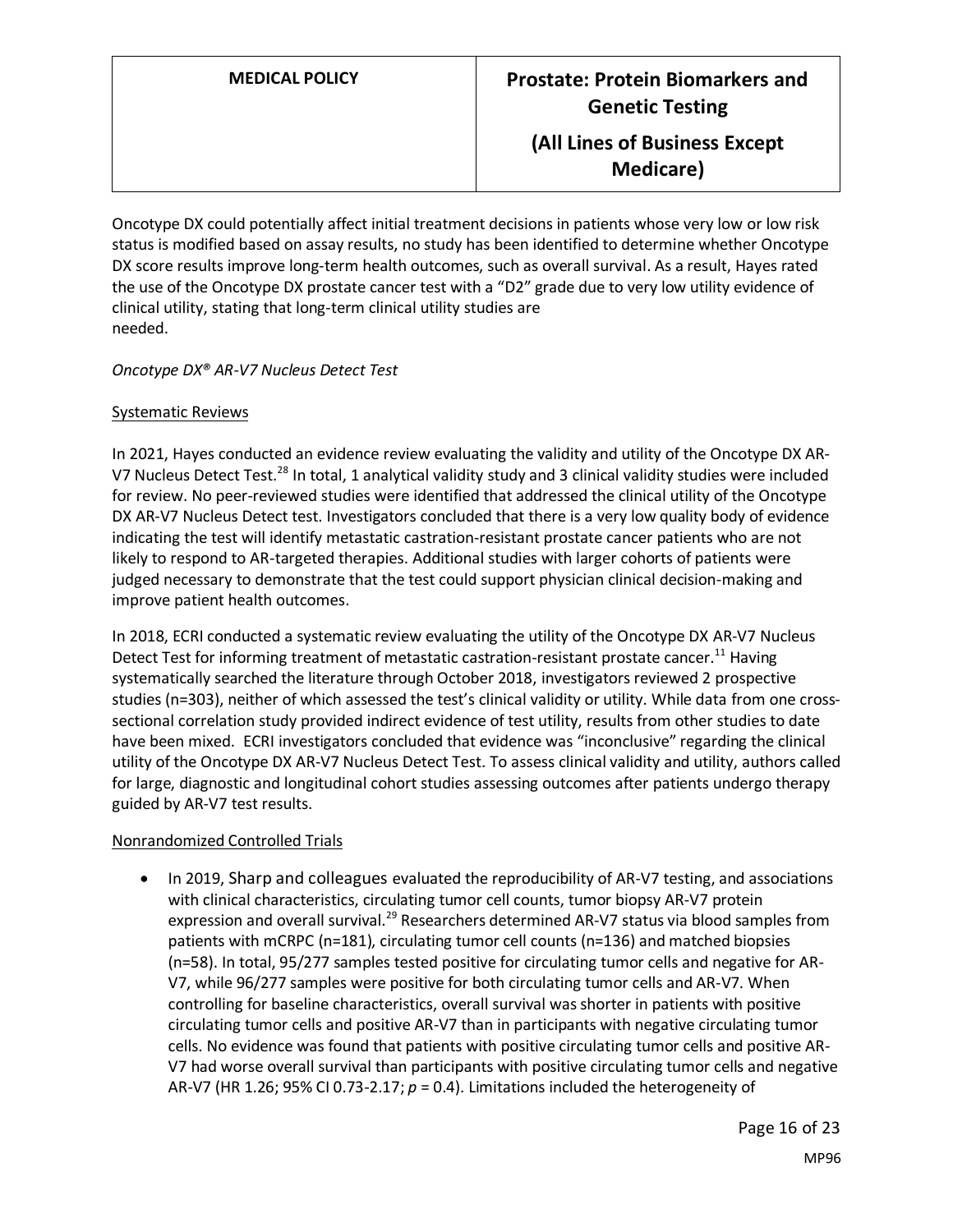Oncotype DX could potentially affect initial treatment decisions in patients whose very low or low risk status is modified based on assay results, no study has been identified to determine whether Oncotype DX score results improve long-term health outcomes, such as overall survival. As a result, Hayes rated the use of the Oncotype DX prostate cancer test with a "D2" grade due to very low utility evidence of clinical utility, stating that long-term clinical utility studies are needed.

*Oncotype DX® AR-V7 Nucleus Detect Test*

Systematic Reviews

In 2021, Hayes conducted an evidence review evaluating the validity and utility of the Oncotype DX AR-V7 Nucleus Detect Test.[28] In total, 1 analytical validity study and 3 clinical validity studies were included for review. No peer-reviewed studies were identified that addressed the clinical utility of the Oncotype DX AR-V7 Nucleus Detect test. Investigators concluded that there is a very low quality body of evidence indicating the test will identify metastatic castration-resistant prostate cancer patients who are not likely to respond to AR-targeted therapies. Additional studies with larger cohorts of patients were judged necessary to demonstrate that the test could support physician clinical decision-making and improve patient health outcomes.

In 2018, ECRI conducted a systematic review evaluating the utility of the Oncotype DX AR-V7 Nucleus Detect Test for informing treatment of metastatic castration-resistant prostate cancer.[11] Having systematically searched the literature through October 2018, investigators reviewed 2 prospective studies (n=303), neither of which assessed the test's clinical validity or utility. While data from one cross-sectional correlation study provided indirect evidence of test utility, results from other studies to date have been mixed. ECRI investigators concluded that evidence was "inconclusive" regarding the clinical utility of the Oncotype DX AR-V7 Nucleus Detect Test. To assess clinical validity and utility, authors called for large, diagnostic and longitudinal cohort studies assessing outcomes after patients undergo therapy guided by AR-V7 test results.

Nonrandomized Controlled Trials

- In 2019, Sharp and colleagues evaluated the reproducibility of AR-V7 testing, and associations with clinical characteristics, circulating tumor cell counts, tumor biopsy AR-V7 protein expression and overall survival.[29] Researchers determined AR-V7 status via blood samples from patients with mCRPC (n=181), circulating tumor cell counts (n=136) and matched biopsies (n=58). In total, 95/277 samples tested positive for circulating tumor cells and negative for AR-V7, while 96/277 samples were positive for both circulating tumor cells and AR-V7. When controlling for baseline characteristics, overall survival was shorter in patients with positive circulating tumor cells and positive AR-V7 than in participants with negative circulating tumor cells. No evidence was found that patients with positive circulating tumor cells and positive AR-V7 had worse overall survival than participants with positive circulating tumor cells and negative AR-V7 (HR 1.26; 95% CI 0.73-2.17; $p = 0.4$). Limitations included the heterogeneity of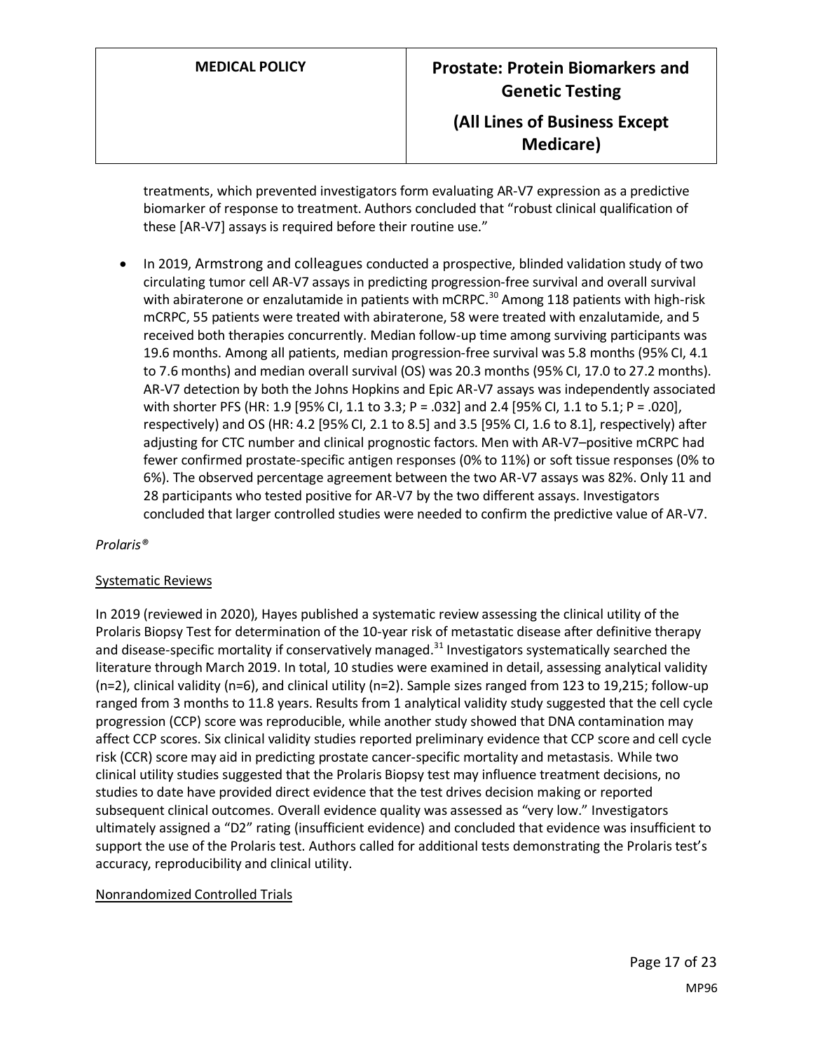treatments, which prevented investigators form evaluating AR-V7 expression as a predictive biomarker of response to treatment. Authors concluded that "robust clinical qualification of these [AR-V7] assays is required before their routine use."

- In 2019, Armstrong and colleagues conducted a prospective, blinded validation study of two circulating tumor cell AR-V7 assays in predicting progression-free survival and overall survival with abiraterone or enzalutamide in patients with mCRPC.[30] Among 118 patients with high-risk mCRPC, 55 patients were treated with abiraterone, 58 were treated with enzalutamide, and 5 received both therapies concurrently. Median follow-up time among surviving participants was 19.6 months. Among all patients, median progression-free survival was 5.8 months (95% CI, 4.1 to 7.6 months) and median overall survival (OS) was 20.3 months (95% CI, 17.0 to 27.2 months). AR-V7 detection by both the Johns Hopkins and Epic AR-V7 assays was independently associated with shorter PFS (HR: 1.9 [95% CI, 1.1 to 3.3; P = .032] and 2.4 [95% CI, 1.1 to 5.1; P = .020], respectively) and OS (HR: 4.2 [95% CI, 2.1 to 8.5] and 3.5 [95% CI, 1.6 to 8.1], respectively) after adjusting for CTC number and clinical prognostic factors. Men with AR-V7–positive mCRPC had fewer confirmed prostate-specific antigen responses (0% to 11%) or soft tissue responses (0% to 6%). The observed percentage agreement between the two AR-V7 assays was 82%. Only 11 and 28 participants who tested positive for AR-V7 by the two different assays. Investigators concluded that larger controlled studies were needed to confirm the predictive value of AR-V7.

*Prolaris®*

Systematic Reviews

In 2019 (reviewed in 2020), Hayes published a systematic review assessing the clinical utility of the Prolaris Biopsy Test for determination of the 10-year risk of metastatic disease after definitive therapy and disease-specific mortality if conservatively managed.[31] Investigators systematically searched the literature through March 2019. In total, 10 studies were examined in detail, assessing analytical validity (n=2), clinical validity (n=6), and clinical utility (n=2). Sample sizes ranged from 123 to 19,215; follow-up ranged from 3 months to 11.8 years. Results from 1 analytical validity study suggested that the cell cycle progression (CCP) score was reproducible, while another study showed that DNA contamination may affect CCP scores. Six clinical validity studies reported preliminary evidence that CCP score and cell cycle risk (CCR) score may aid in predicting prostate cancer-specific mortality and metastasis. While two clinical utility studies suggested that the Prolaris Biopsy test may influence treatment decisions, no studies to date have provided direct evidence that the test drives decision making or reported subsequent clinical outcomes. Overall evidence quality was assessed as "very low." Investigators ultimately assigned a "D2" rating (insufficient evidence) and concluded that evidence was insufficient to support the use of the Prolaris test. Authors called for additional tests demonstrating the Prolaris test's accuracy, reproducibility and clinical utility.

Nonrandomized Controlled Trials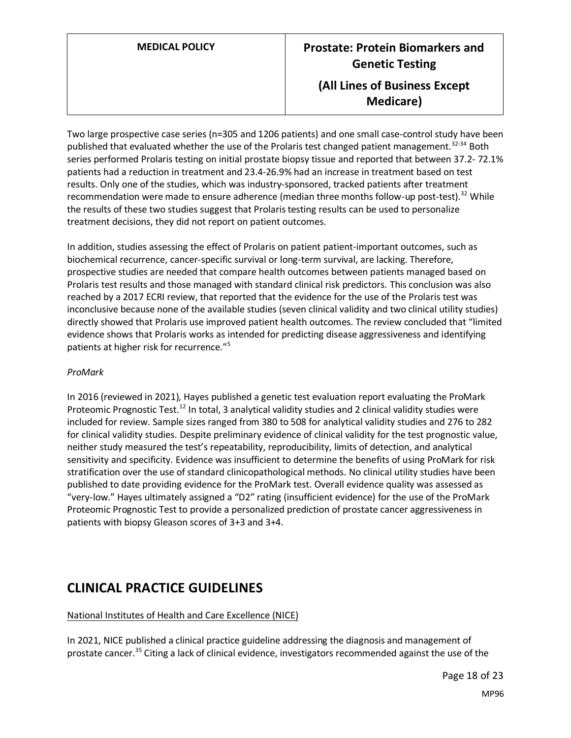Two large prospective case series (n=305 and 1206 patients) and one small case-control study have been published that evaluated whether the use of the Prolaris test changed patient management.[32-34] Both series performed Prolaris testing on initial prostate biopsy tissue and reported that between 37.2- 72.1% patients had a reduction in treatment and 23.4-26.9% had an increase in treatment based on test results. Only one of the studies, which was industry-sponsored, tracked patients after treatment recommendation were made to ensure adherence (median three months follow-up post-test).[32] While the results of these two studies suggest that Prolaris testing results can be used to personalize treatment decisions, they did not report on patient outcomes.

In addition, studies assessing the effect of Prolaris on patient patient-important outcomes, such as biochemical recurrence, cancer-specific survival or long-term survival, are lacking. Therefore, prospective studies are needed that compare health outcomes between patients managed based on Prolaris test results and those managed with standard clinical risk predictors. This conclusion was also reached by a 2017 ECRI review, that reported that the evidence for the use of the Prolaris test was inconclusive because none of the available studies (seven clinical validity and two clinical utility studies) directly showed that Prolaris use improved patient health outcomes. The review concluded that "limited evidence shows that Prolaris works as intended for predicting disease aggressiveness and identifying patients at higher risk for recurrence."[5]

*ProMark*

In 2016 (reviewed in 2021), Hayes published a genetic test evaluation report evaluating the ProMark Proteomic Prognostic Test.[12] In total, 3 analytical validity studies and 2 clinical validity studies were included for review. Sample sizes ranged from 380 to 508 for analytical validity studies and 276 to 282 for clinical validity studies. Despite preliminary evidence of clinical validity for the test prognostic value, neither study measured the test's repeatability, reproducibility, limits of detection, and analytical sensitivity and specificity. Evidence was insufficient to determine the benefits of using ProMark for risk stratification over the use of standard clinicopathological methods. No clinical utility studies have been published to date providing evidence for the ProMark test. Overall evidence quality was assessed as "very-low." Hayes ultimately assigned a "D2" rating (insufficient evidence) for the use of the ProMark Proteomic Prognostic Test to provide a personalized prediction of prostate cancer aggressiveness in patients with biopsy Gleason scores of 3+3 and 3+4.

# CLINICAL PRACTICE GUIDELINES

National Institutes of Health and Care Excellence (NICE)

In 2021, NICE published a clinical practice guideline addressing the diagnosis and management of prostate cancer.[35] Citing a lack of clinical evidence, investigators recommended against the use of the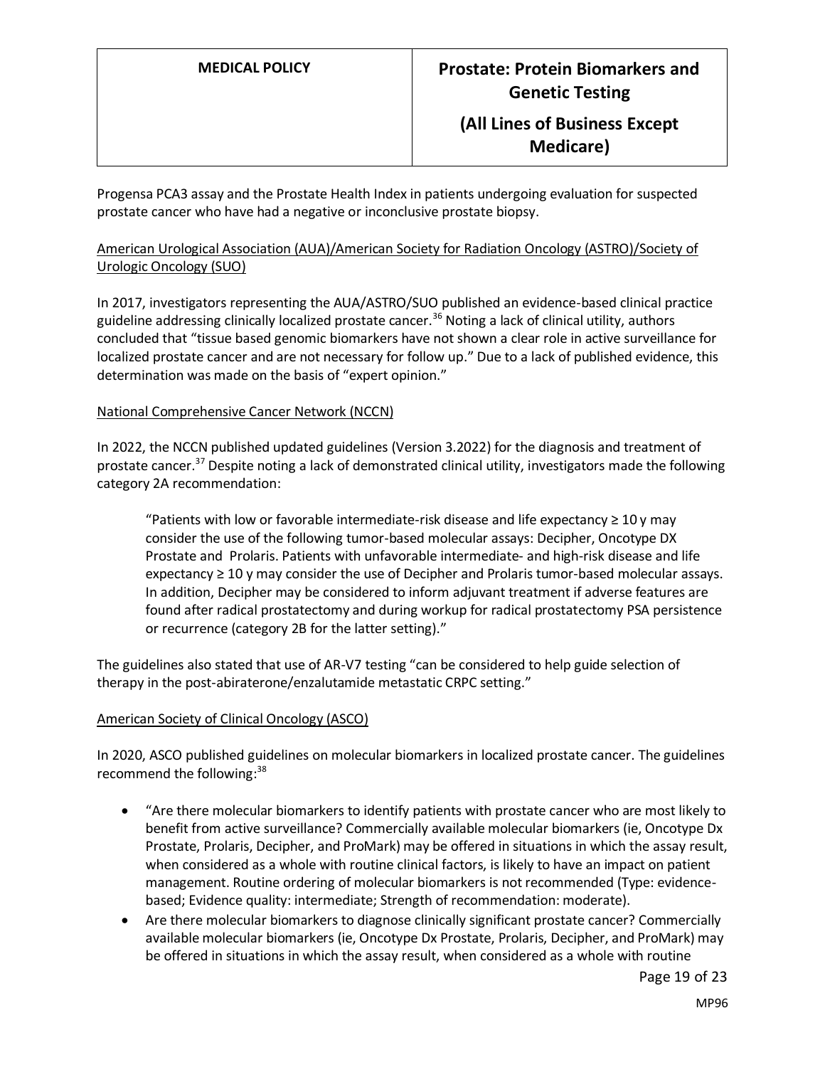Progensa PCA3 assay and the Prostate Health Index in patients undergoing evaluation for suspected prostate cancer who have had a negative or inconclusive prostate biopsy.

American Urological Association (AUA)/American Society for Radiation Oncology (ASTRO)/Society of Urologic Oncology (SUO)

In 2017, investigators representing the AUA/ASTRO/SUO published an evidence-based clinical practice guideline addressing clinically localized prostate cancer.[36] Noting a lack of clinical utility, authors concluded that "tissue based genomic biomarkers have not shown a clear role in active surveillance for localized prostate cancer and are not necessary for follow up." Due to a lack of published evidence, this determination was made on the basis of "expert opinion."

National Comprehensive Cancer Network (NCCN)

In 2022, the NCCN published updated guidelines (Version 3.2022) for the diagnosis and treatment of prostate cancer.[37] Despite noting a lack of demonstrated clinical utility, investigators made the following category 2A recommendation:

> "Patients with low or favorable intermediate-risk disease and life expectancy ≥ 10 y may consider the use of the following tumor-based molecular assays: Decipher, Oncotype DX Prostate and Prolaris. Patients with unfavorable intermediate- and high-risk disease and life expectancy ≥ 10 y may consider the use of Decipher and Prolaris tumor-based molecular assays. In addition, Decipher may be considered to inform adjuvant treatment if adverse features are found after radical prostatectomy and during workup for radical prostatectomy PSA persistence or recurrence (category 2B for the latter setting)."

The guidelines also stated that use of AR-V7 testing "can be considered to help guide selection of therapy in the post-abiraterone/enzalutamide metastatic CRPC setting."

American Society of Clinical Oncology (ASCO)

In 2020, ASCO published guidelines on molecular biomarkers in localized prostate cancer. The guidelines recommend the following:[38]

- "Are there molecular biomarkers to identify patients with prostate cancer who are most likely to benefit from active surveillance? Commercially available molecular biomarkers (ie, Oncotype Dx Prostate, Prolaris, Decipher, and ProMark) may be offered in situations in which the assay result, when considered as a whole with routine clinical factors, is likely to have an impact on patient management. Routine ordering of molecular biomarkers is not recommended (Type: evidence-based; Evidence quality: intermediate; Strength of recommendation: moderate).
- Are there molecular biomarkers to diagnose clinically significant prostate cancer? Commercially available molecular biomarkers (ie, Oncotype Dx Prostate, Prolaris, Decipher, and ProMark) may be offered in situations in which the assay result, when considered as a whole with routine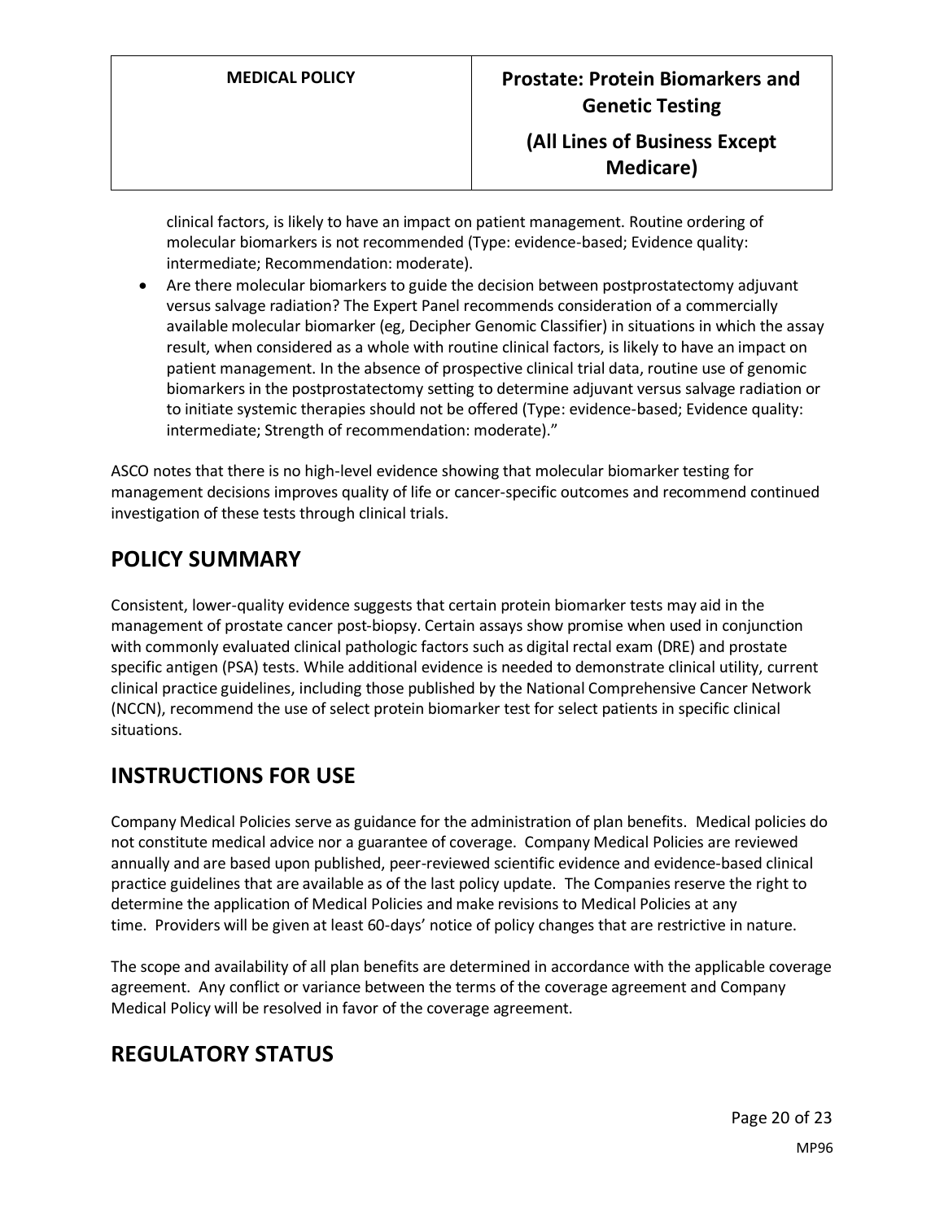clinical factors, is likely to have an impact on patient management. Routine ordering of molecular biomarkers is not recommended (Type: evidence-based; Evidence quality: intermediate; Recommendation: moderate).

- Are there molecular biomarkers to guide the decision between postprostatectomy adjuvant versus salvage radiation? The Expert Panel recommends consideration of a commercially available molecular biomarker (eg, Decipher Genomic Classifier) in situations in which the assay result, when considered as a whole with routine clinical factors, is likely to have an impact on patient management. In the absence of prospective clinical trial data, routine use of genomic biomarkers in the postprostatectomy setting to determine adjuvant versus salvage radiation or to initiate systemic therapies should not be offered (Type: evidence-based; Evidence quality: intermediate; Strength of recommendation: moderate)."

ASCO notes that there is no high-level evidence showing that molecular biomarker testing for management decisions improves quality of life or cancer-specific outcomes and recommend continued investigation of these tests through clinical trials.

## POLICY SUMMARY

Consistent, lower-quality evidence suggests that certain protein biomarker tests may aid in the management of prostate cancer post-biopsy. Certain assays show promise when used in conjunction with commonly evaluated clinical pathologic factors such as digital rectal exam (DRE) and prostate specific antigen (PSA) tests. While additional evidence is needed to demonstrate clinical utility, current clinical practice guidelines, including those published by the National Comprehensive Cancer Network (NCCN), recommend the use of select protein biomarker test for select patients in specific clinical situations.

## INSTRUCTIONS FOR USE

Company Medical Policies serve as guidance for the administration of plan benefits. Medical policies do not constitute medical advice nor a guarantee of coverage. Company Medical Policies are reviewed annually and are based upon published, peer-reviewed scientific evidence and evidence-based clinical practice guidelines that are available as of the last policy update. The Companies reserve the right to determine the application of Medical Policies and make revisions to Medical Policies at any time. Providers will be given at least 60-days' notice of policy changes that are restrictive in nature.

The scope and availability of all plan benefits are determined in accordance with the applicable coverage agreement. Any conflict or variance between the terms of the coverage agreement and Company Medical Policy will be resolved in favor of the coverage agreement.

## REGULATORY STATUS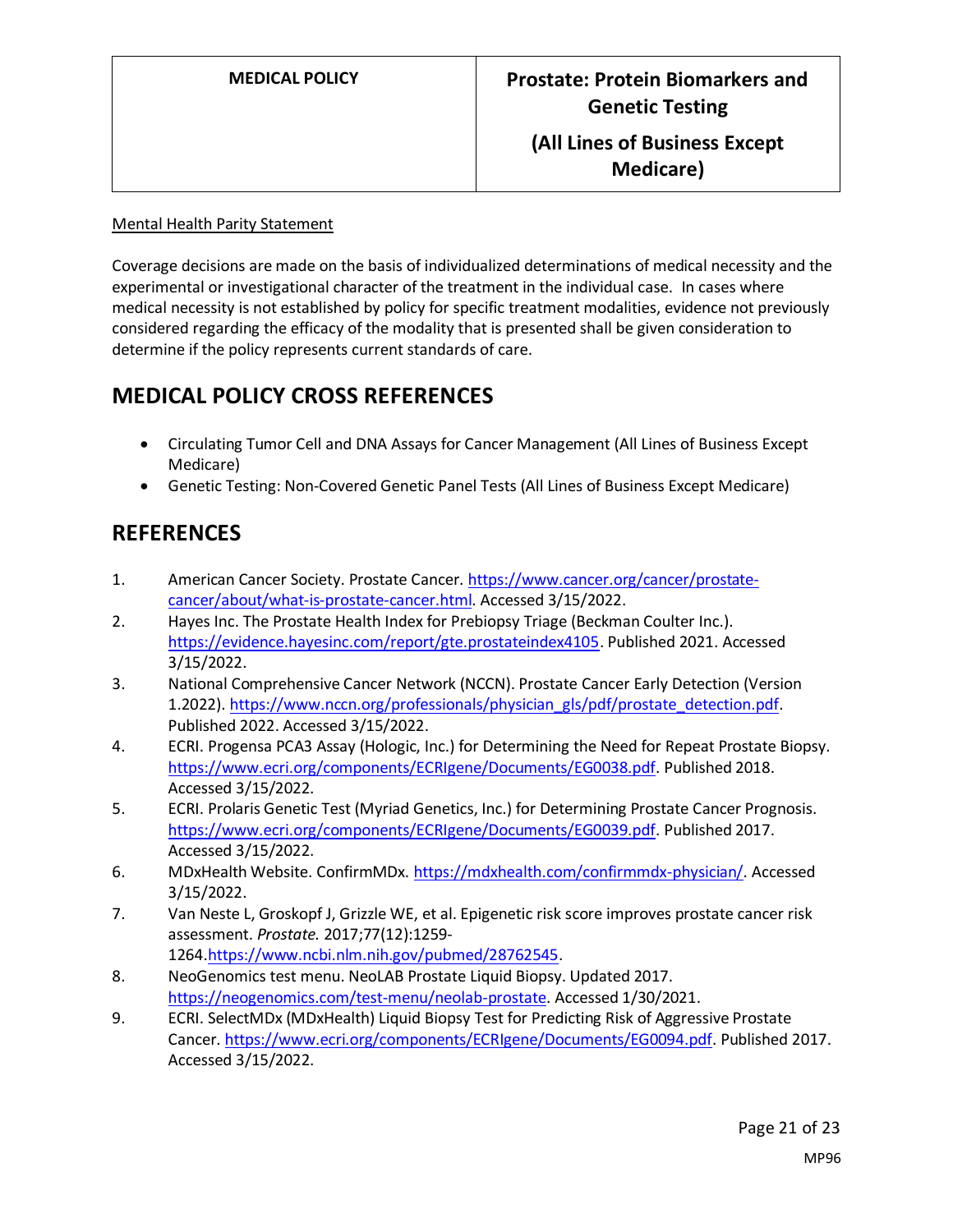Mental Health Parity Statement

Coverage decisions are made on the basis of individualized determinations of medical necessity and the experimental or investigational character of the treatment in the individual case. In cases where medical necessity is not established by policy for specific treatment modalities, evidence not previously considered regarding the efficacy of the modality that is presented shall be given consideration to determine if the policy represents current standards of care.

## MEDICAL POLICY CROSS REFERENCES

- Circulating Tumor Cell and DNA Assays for Cancer Management (All Lines of Business Except Medicare)
- Genetic Testing: Non-Covered Genetic Panel Tests (All Lines of Business Except Medicare)

## REFERENCES

1. American Cancer Society. Prostate Cancer. https://www.cancer.org/cancer/prostate-cancer/about/what-is-prostate-cancer.html. Accessed 3/15/2022.
2. Hayes Inc. The Prostate Health Index for Prebiopsy Triage (Beckman Coulter Inc.). https://evidence.hayesinc.com/report/gte.prostateindex4105. Published 2021. Accessed 3/15/2022.
3. National Comprehensive Cancer Network (NCCN). Prostate Cancer Early Detection (Version 1.2022). https://www.nccn.org/professionals/physician_gls/pdf/prostate_detection.pdf. Published 2022. Accessed 3/15/2022.
4. ECRI. Progensa PCA3 Assay (Hologic, Inc.) for Determining the Need for Repeat Prostate Biopsy. https://www.ecri.org/components/ECRIgene/Documents/EG0038.pdf. Published 2018. Accessed 3/15/2022.
5. ECRI. Prolaris Genetic Test (Myriad Genetics, Inc.) for Determining Prostate Cancer Prognosis. https://www.ecri.org/components/ECRIgene/Documents/EG0039.pdf. Published 2017. Accessed 3/15/2022.
6. MDxHealth Website. ConfirmMDx. https://mdxhealth.com/confirmmdx-physician/. Accessed 3/15/2022.
7. Van Neste L, Groskopf J, Grizzle WE, et al. Epigenetic risk score improves prostate cancer risk assessment. *Prostate.* 2017;77(12):1259-1264.https://www.ncbi.nlm.nih.gov/pubmed/28762545.
8. NeoGenomics test menu. NeoLAB Prostate Liquid Biopsy. Updated 2017. https://neogenomics.com/test-menu/neolab-prostate. Accessed 1/30/2021.
9. ECRI. SelectMDx (MDxHealth) Liquid Biopsy Test for Predicting Risk of Aggressive Prostate Cancer. https://www.ecri.org/components/ECRIgene/Documents/EG0094.pdf. Published 2017. Accessed 3/15/2022.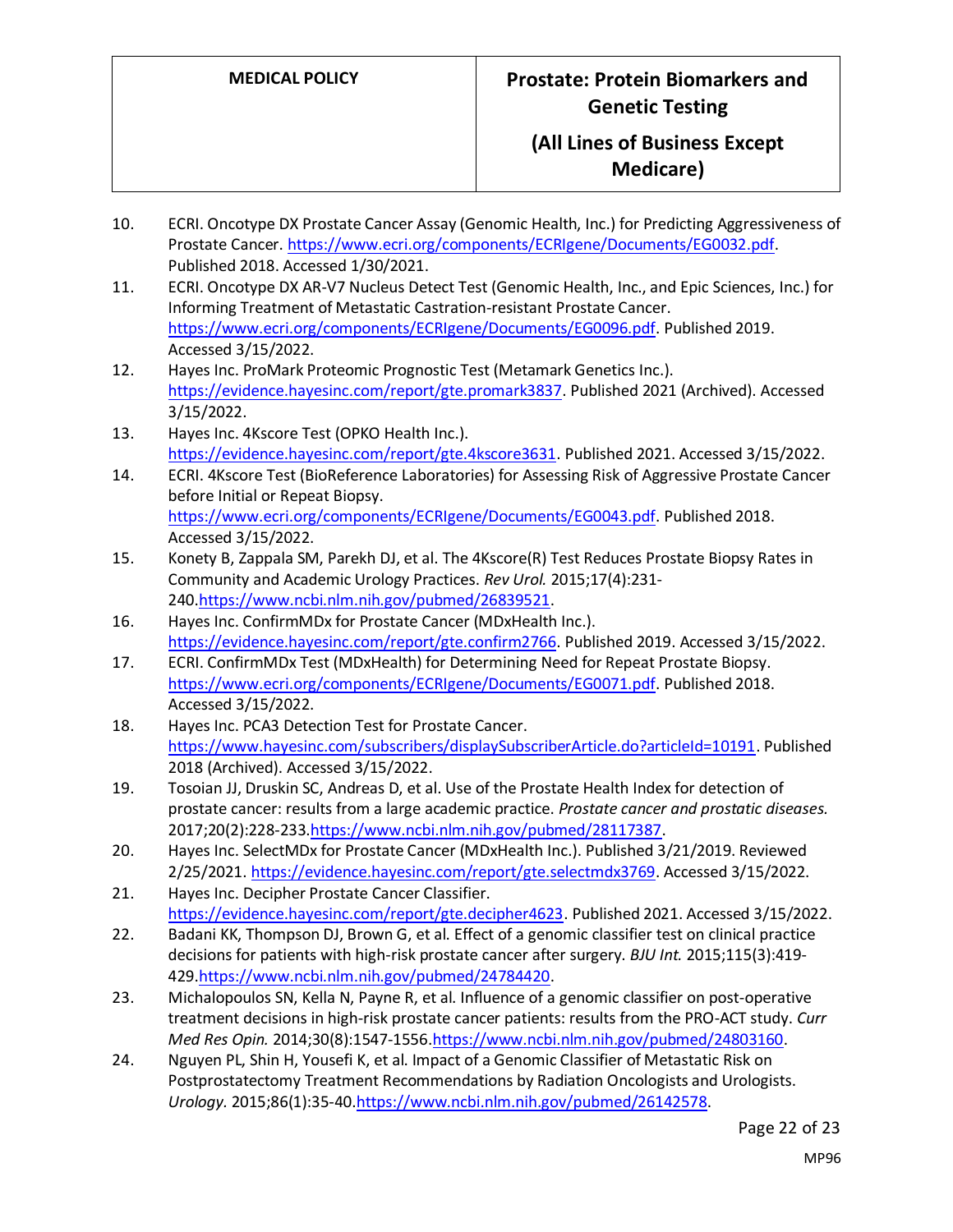10. ECRI. Oncotype DX Prostate Cancer Assay (Genomic Health, Inc.) for Predicting Aggressiveness of Prostate Cancer. https://www.ecri.org/components/ECRIgene/Documents/EG0032.pdf. Published 2018. Accessed 1/30/2021.
11. ECRI. Oncotype DX AR-V7 Nucleus Detect Test (Genomic Health, Inc., and Epic Sciences, Inc.) for Informing Treatment of Metastatic Castration-resistant Prostate Cancer. https://www.ecri.org/components/ECRIgene/Documents/EG0096.pdf. Published 2019. Accessed 3/15/2022.
12. Hayes Inc. ProMark Proteomic Prognostic Test (Metamark Genetics Inc.). https://evidence.hayesinc.com/report/gte.promark3837. Published 2021 (Archived). Accessed 3/15/2022.
13. Hayes Inc. 4Kscore Test (OPKO Health Inc.). https://evidence.hayesinc.com/report/gte.4kscore3631. Published 2021. Accessed 3/15/2022.
14. ECRI. 4Kscore Test (BioReference Laboratories) for Assessing Risk of Aggressive Prostate Cancer before Initial or Repeat Biopsy. https://www.ecri.org/components/ECRIgene/Documents/EG0043.pdf. Published 2018. Accessed 3/15/2022.
15. Konety B, Zappala SM, Parekh DJ, et al. The 4Kscore(R) Test Reduces Prostate Biopsy Rates in Community and Academic Urology Practices. *Rev Urol.* 2015;17(4):231-240.https://www.ncbi.nlm.nih.gov/pubmed/26839521.
16. Hayes Inc. ConfirmMDx for Prostate Cancer (MDxHealth Inc.). https://evidence.hayesinc.com/report/gte.confirm2766. Published 2019. Accessed 3/15/2022.
17. ECRI. ConfirmMDx Test (MDxHealth) for Determining Need for Repeat Prostate Biopsy. https://www.ecri.org/components/ECRIgene/Documents/EG0071.pdf. Published 2018. Accessed 3/15/2022.
18. Hayes Inc. PCA3 Detection Test for Prostate Cancer. https://www.hayesinc.com/subscribers/displaySubscriberArticle.do?articleId=10191. Published 2018 (Archived). Accessed 3/15/2022.
19. Tosoian JJ, Druskin SC, Andreas D, et al. Use of the Prostate Health Index for detection of prostate cancer: results from a large academic practice. *Prostate cancer and prostatic diseases.* 2017;20(2):228-233.https://www.ncbi.nlm.nih.gov/pubmed/28117387.
20. Hayes Inc. SelectMDx for Prostate Cancer (MDxHealth Inc.). Published 3/21/2019. Reviewed 2/25/2021. https://evidence.hayesinc.com/report/gte.selectmdx3769. Accessed 3/15/2022.
21. Hayes Inc. Decipher Prostate Cancer Classifier. https://evidence.hayesinc.com/report/gte.decipher4623. Published 2021. Accessed 3/15/2022.
22. Badani KK, Thompson DJ, Brown G, et al. Effect of a genomic classifier test on clinical practice decisions for patients with high-risk prostate cancer after surgery. *BJU Int.* 2015;115(3):419-429.https://www.ncbi.nlm.nih.gov/pubmed/24784420.
23. Michalopoulos SN, Kella N, Payne R, et al. Influence of a genomic classifier on post-operative treatment decisions in high-risk prostate cancer patients: results from the PRO-ACT study. *Curr Med Res Opin.* 2014;30(8):1547-1556.https://www.ncbi.nlm.nih.gov/pubmed/24803160.
24. Nguyen PL, Shin H, Yousefi K, et al. Impact of a Genomic Classifier of Metastatic Risk on Postprostatectomy Treatment Recommendations by Radiation Oncologists and Urologists. *Urology.* 2015;86(1):35-40.https://www.ncbi.nlm.nih.gov/pubmed/26142578.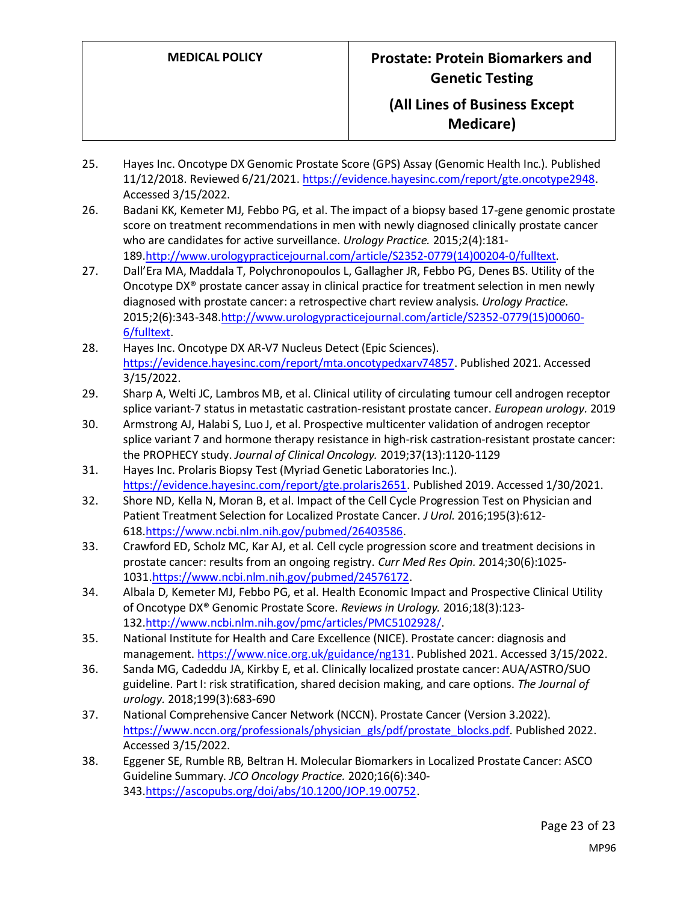25. Hayes Inc. Oncotype DX Genomic Prostate Score (GPS) Assay (Genomic Health Inc.). Published 11/12/2018. Reviewed 6/21/2021. https://evidence.hayesinc.com/report/gte.oncotype2948. Accessed 3/15/2022.
26. Badani KK, Kemeter MJ, Febbo PG, et al. The impact of a biopsy based 17-gene genomic prostate score on treatment recommendations in men with newly diagnosed clinically prostate cancer who are candidates for active surveillance. *Urology Practice.* 2015;2(4):181-189.http://www.urologypracticejournal.com/article/S2352-0779(14)00204-0/fulltext.
27. Dall'Era MA, Maddala T, Polychronopoulos L, Gallagher JR, Febbo PG, Denes BS. Utility of the Oncotype DX® prostate cancer assay in clinical practice for treatment selection in men newly diagnosed with prostate cancer: a retrospective chart review analysis. *Urology Practice.* 2015;2(6):343-348.http://www.urologypracticejournal.com/article/S2352-0779(15)00060-6/fulltext.
28. Hayes Inc. Oncotype DX AR-V7 Nucleus Detect (Epic Sciences). https://evidence.hayesinc.com/report/mta.oncotypedxarv74857. Published 2021. Accessed 3/15/2022.
29. Sharp A, Welti JC, Lambros MB, et al. Clinical utility of circulating tumour cell androgen receptor splice variant-7 status in metastatic castration-resistant prostate cancer. *European urology.* 2019
30. Armstrong AJ, Halabi S, Luo J, et al. Prospective multicenter validation of androgen receptor splice variant 7 and hormone therapy resistance in high-risk castration-resistant prostate cancer: the PROPHECY study. *Journal of Clinical Oncology.* 2019;37(13):1120-1129
31. Hayes Inc. Prolaris Biopsy Test (Myriad Genetic Laboratories Inc.). https://evidence.hayesinc.com/report/gte.prolaris2651. Published 2019. Accessed 1/30/2021.
32. Shore ND, Kella N, Moran B, et al. Impact of the Cell Cycle Progression Test on Physician and Patient Treatment Selection for Localized Prostate Cancer. *J Urol.* 2016;195(3):612-618.https://www.ncbi.nlm.nih.gov/pubmed/26403586.
33. Crawford ED, Scholz MC, Kar AJ, et al. Cell cycle progression score and treatment decisions in prostate cancer: results from an ongoing registry. *Curr Med Res Opin.* 2014;30(6):1025-1031.https://www.ncbi.nlm.nih.gov/pubmed/24576172.
34. Albala D, Kemeter MJ, Febbo PG, et al. Health Economic Impact and Prospective Clinical Utility of Oncotype DX® Genomic Prostate Score. *Reviews in Urology.* 2016;18(3):123-132.http://www.ncbi.nlm.nih.gov/pmc/articles/PMC5102928/.
35. National Institute for Health and Care Excellence (NICE). Prostate cancer: diagnosis and management. https://www.nice.org.uk/guidance/ng131. Published 2021. Accessed 3/15/2022.
36. Sanda MG, Cadeddu JA, Kirkby E, et al. Clinically localized prostate cancer: AUA/ASTRO/SUO guideline. Part I: risk stratification, shared decision making, and care options. *The Journal of urology.* 2018;199(3):683-690
37. National Comprehensive Cancer Network (NCCN). Prostate Cancer (Version 3.2022). https://www.nccn.org/professionals/physician_gls/pdf/prostate_blocks.pdf. Published 2022. Accessed 3/15/2022.
38. Eggener SE, Rumble RB, Beltran H. Molecular Biomarkers in Localized Prostate Cancer: ASCO Guideline Summary. *JCO Oncology Practice.* 2020;16(6):340-343.https://ascopubs.org/doi/abs/10.1200/JOP.19.00752.